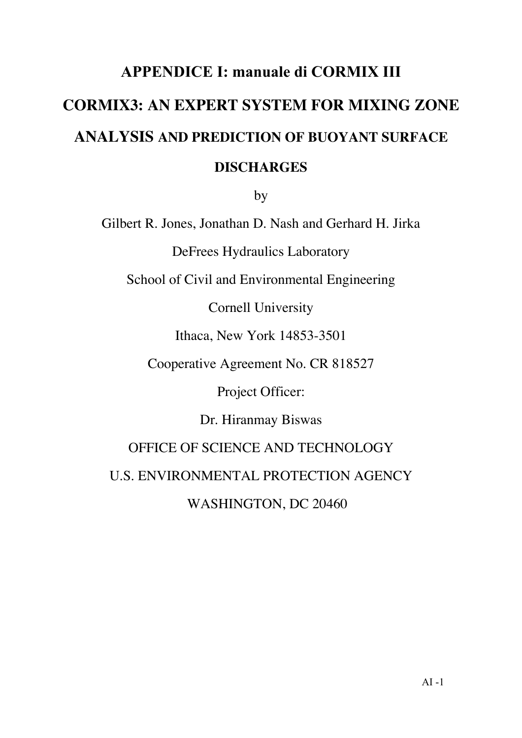# APPENDICE I: manuale di CORMIX III

# CORMIX3: AN EXPERT SYSTEM FOR MIXING ZONE ANALYSIS AND PREDICTION OF BUOYANT SURFACE DISCHARGES

by

Gilbert R. Jones, Jonathan D. Nash and Gerhard H. Jirka

DeFrees Hydraulics Laboratory

School of Civil and Environmental Engineering

Cornell University

Ithaca, New York 14853-3501

Cooperative Agreement No. CR 818527

Project Officer:

Dr. Hiranmay Biswas

OFFICE OF SCIENCE AND TECHNOLOGY

U.S. ENVIRONMENTAL PROTECTION AGENCY

WASHINGTON, DC 20460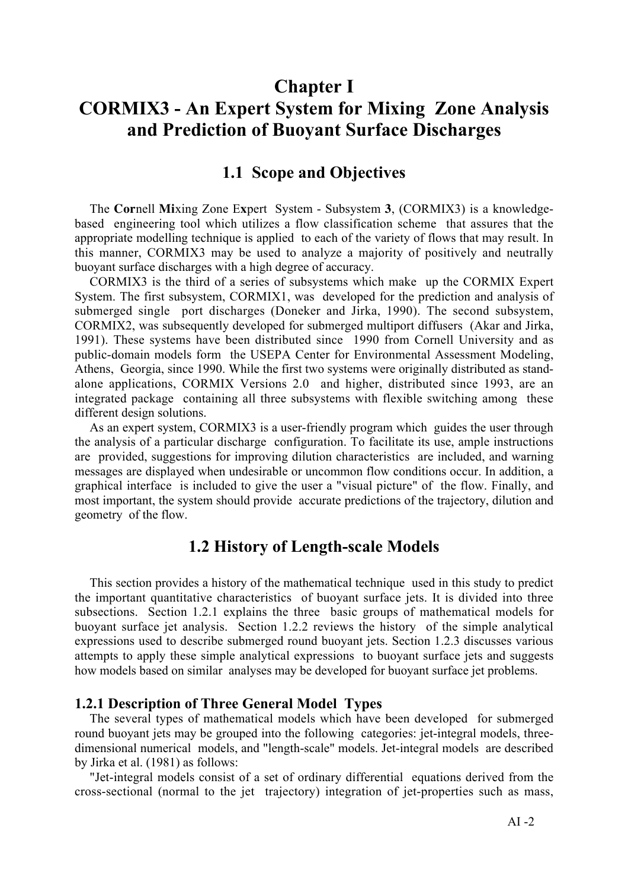# Chapter I
# CORMIX3 - An Expert System for Mixing Zone Analysis and Prediction of Buoyant Surface Discharges

## 1.1 Scope and Objectives

The **Cor**nell **Mi**xing Zone E**x**pert System - Subsystem **3**, (CORMIX3) is a knowledge-based engineering tool which utilizes a flow classification scheme that assures that the appropriate modelling technique is applied to each of the variety of flows that may result. In this manner, CORMIX3 may be used to analyze a majority of positively and neutrally buoyant surface discharges with a high degree of accuracy.

CORMIX3 is the third of a series of subsystems which make up the CORMIX Expert System. The first subsystem, CORMIX1, was developed for the prediction and analysis of submerged single port discharges (Doneker and Jirka, 1990). The second subsystem, CORMIX2, was subsequently developed for submerged multiport diffusers (Akar and Jirka, 1991). These systems have been distributed since 1990 from Cornell University and as public-domain models form the USEPA Center for Environmental Assessment Modeling, Athens, Georgia, since 1990. While the first two systems were originally distributed as stand-alone applications, CORMIX Versions 2.0 and higher, distributed since 1993, are an integrated package containing all three subsystems with flexible switching among these different design solutions.

As an expert system, CORMIX3 is a user-friendly program which guides the user through the analysis of a particular discharge configuration. To facilitate its use, ample instructions are provided, suggestions for improving dilution characteristics are included, and warning messages are displayed when undesirable or uncommon flow conditions occur. In addition, a graphical interface is included to give the user a "visual picture" of the flow. Finally, and most important, the system should provide accurate predictions of the trajectory, dilution and geometry of the flow.

## 1.2 History of Length-scale Models

This section provides a history of the mathematical technique used in this study to predict the important quantitative characteristics of buoyant surface jets. It is divided into three subsections. Section 1.2.1 explains the three basic groups of mathematical models for buoyant surface jet analysis. Section 1.2.2 reviews the history of the simple analytical expressions used to describe submerged round buoyant jets. Section 1.2.3 discusses various attempts to apply these simple analytical expressions to buoyant surface jets and suggests how models based on similar analyses may be developed for buoyant surface jet problems.

### 1.2.1 Description of Three General Model Types

The several types of mathematical models which have been developed for submerged round buoyant jets may be grouped into the following categories: jet-integral models, three-dimensional numerical models, and "length-scale" models. Jet-integral models are described by Jirka et al. (1981) as follows:

"Jet-integral models consist of a set of ordinary differential equations derived from the cross-sectional (normal to the jet trajectory) integration of jet-properties such as mass,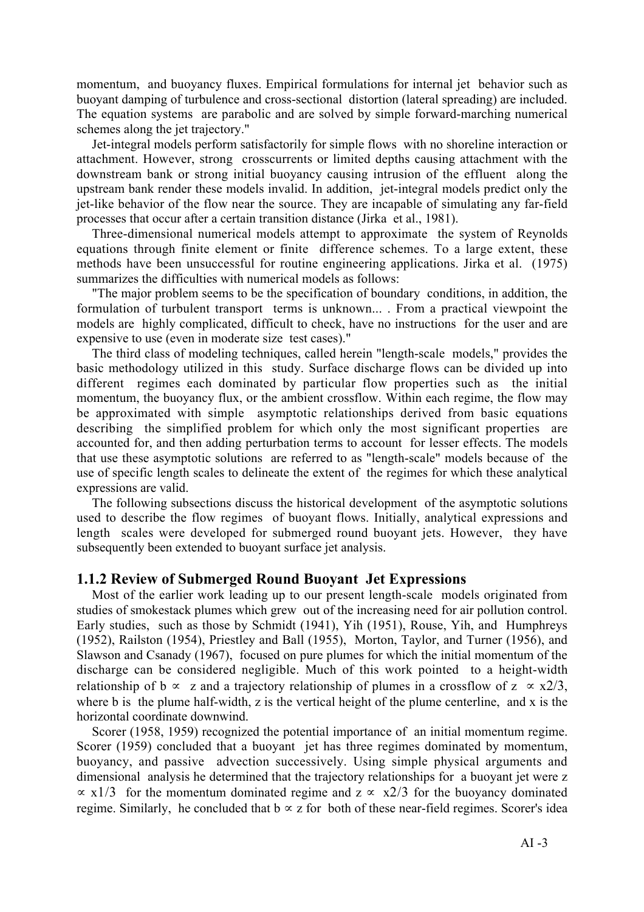momentum, and buoyancy fluxes. Empirical formulations for internal jet behavior such as buoyant damping of turbulence and cross-sectional distortion (lateral spreading) are included. The equation systems are parabolic and are solved by simple forward-marching numerical schemes along the jet trajectory."

Jet-integral models perform satisfactorily for simple flows with no shoreline interaction or attachment. However, strong crosscurrents or limited depths causing attachment with the downstream bank or strong initial buoyancy causing intrusion of the effluent along the upstream bank render these models invalid. In addition, jet-integral models predict only the jet-like behavior of the flow near the source. They are incapable of simulating any far-field processes that occur after a certain transition distance (Jirka et al., 1981).

Three-dimensional numerical models attempt to approximate the system of Reynolds equations through finite element or finite difference schemes. To a large extent, these methods have been unsuccessful for routine engineering applications. Jirka et al. (1975) summarizes the difficulties with numerical models as follows:

"The major problem seems to be the specification of boundary conditions, in addition, the formulation of turbulent transport terms is unknown... . From a practical viewpoint the models are highly complicated, difficult to check, have no instructions for the user and are expensive to use (even in moderate size test cases)."

The third class of modeling techniques, called herein "length-scale models," provides the basic methodology utilized in this study. Surface discharge flows can be divided up into different regimes each dominated by particular flow properties such as the initial momentum, the buoyancy flux, or the ambient crossflow. Within each regime, the flow may be approximated with simple asymptotic relationships derived from basic equations describing the simplified problem for which only the most significant properties are accounted for, and then adding perturbation terms to account for lesser effects. The models that use these asymptotic solutions are referred to as "length-scale" models because of the use of specific length scales to delineate the extent of the regimes for which these analytical expressions are valid.

The following subsections discuss the historical development of the asymptotic solutions used to describe the flow regimes of buoyant flows. Initially, analytical expressions and length scales were developed for submerged round buoyant jets. However, they have subsequently been extended to buoyant surface jet analysis.

### 1.1.2 Review of Submerged Round Buoyant Jet Expressions

Most of the earlier work leading up to our present length-scale models originated from studies of smokestack plumes which grew out of the increasing need for air pollution control. Early studies, such as those by Schmidt (1941), Yih (1951), Rouse, Yih, and Humphreys (1952), Railston (1954), Priestley and Ball (1955), Morton, Taylor, and Turner (1956), and Slawson and Csanady (1967), focused on pure plumes for which the initial momentum of the discharge can be considered negligible. Much of this work pointed to a height-width relationship of $b \propto z$ and a trajectory relationship of plumes in a crossflow of $z \propto x^{2/3}$, where b is the plume half-width, z is the vertical height of the plume centerline, and x is the horizontal coordinate downwind.

Scorer (1958, 1959) recognized the potential importance of an initial momentum regime. Scorer (1959) concluded that a buoyant jet has three regimes dominated by momentum, buoyancy, and passive advection successively. Using simple physical arguments and dimensional analysis he determined that the trajectory relationships for a buoyant jet were $z \propto x^{1/3}$ for the momentum dominated regime and $z \propto x^{2/3}$ for the buoyancy dominated regime. Similarly, he concluded that $b \propto z$ for both of these near-field regimes. Scorer's idea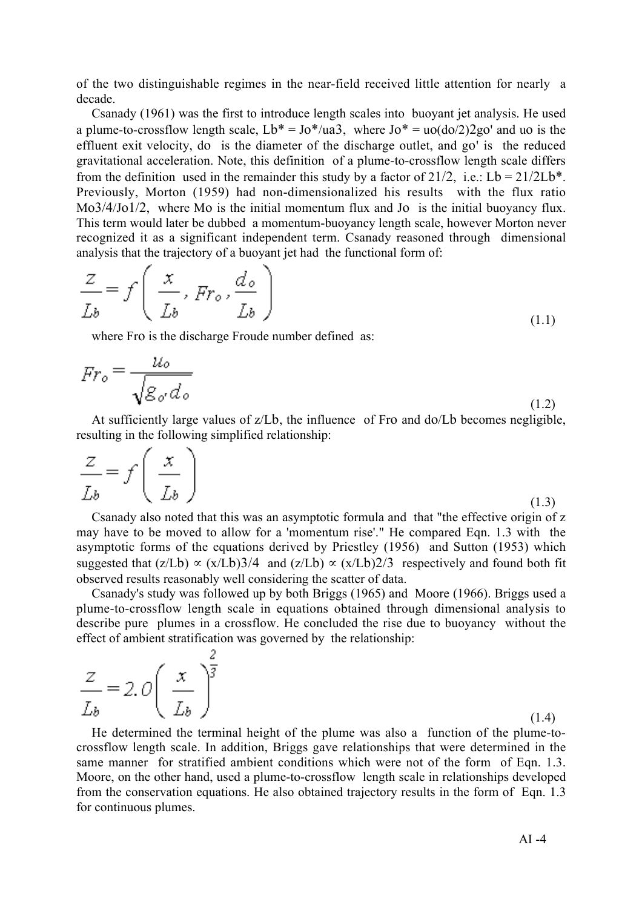of the two distinguishable regimes in the near-field received little attention for nearly a decade.

Csanady (1961) was the first to introduce length scales into buoyant jet analysis. He used a plume-to-crossflow length scale, $L_b^* = J_o^*/u_a^3$, where $J_o^* = u_o(d_o/2)^2 g_o'$ and $u_o$ is the effluent exit velocity, $d_o$ is the diameter of the discharge outlet, and $g_o'$ is the reduced gravitational acceleration. Note, this definition of a plume-to-crossflow length scale differs from the definition used in the remainder this study by a factor of $2^{1/2}$, i.e.: $L_b = 2^{1/2} L_b^*$. Previously, Morton (1959) had non-dimensionalized his results with the flux ratio $M_o^{3/4}/J_o^{1/2}$, where $M_o$ is the initial momentum flux and $J_o$ is the initial buoyancy flux. This term would later be dubbed a momentum-buoyancy length scale, however Morton never recognized it as a significant independent term. Csanady reasoned through dimensional analysis that the trajectory of a buoyant jet had the functional form of:

$$\frac{z}{L_b} = f\left(\frac{x}{L_b}, Fr_o, \frac{d_o}{L_b}\right) \tag{1.1}$$

where $Fr_o$ is the discharge Froude number defined as:

$$Fr_o = \frac{u_o}{\sqrt{g_o' d_o}} \tag{1.2}$$

At sufficiently large values of $z/L_b$, the influence of $Fr_o$ and $d_o/L_b$ becomes negligible, resulting in the following simplified relationship:

$$\frac{z}{L_b} = f\left(\frac{x}{L_b}\right) \tag{1.3}$$

Csanady also noted that this was an asymptotic formula and that "the effective origin of z may have to be moved to allow for a 'momentum rise'." He compared Eqn. 1.3 with the asymptotic forms of the equations derived by Priestley (1956) and Sutton (1953) which suggested that $(z/L_b) \propto (x/L_b)^{3/4}$ and $(z/L_b) \propto (x/L_b)^{2/3}$ respectively and found both fit observed results reasonably well considering the scatter of data.

Csanady's study was followed up by both Briggs (1965) and Moore (1966). Briggs used a plume-to-crossflow length scale in equations obtained through dimensional analysis to describe pure plumes in a crossflow. He concluded the rise due to buoyancy without the effect of ambient stratification was governed by the relationship:

$$\frac{z}{L_b} = 2.0\left(\frac{x}{L_b}\right)^{\frac{2}{3}} \tag{1.4}$$

He determined the terminal height of the plume was also a function of the plume-to-crossflow length scale. In addition, Briggs gave relationships that were determined in the same manner for stratified ambient conditions which were not of the form of Eqn. 1.3. Moore, on the other hand, used a plume-to-crossflow length scale in relationships developed from the conservation equations. He also obtained trajectory results in the form of Eqn. 1.3 for continuous plumes.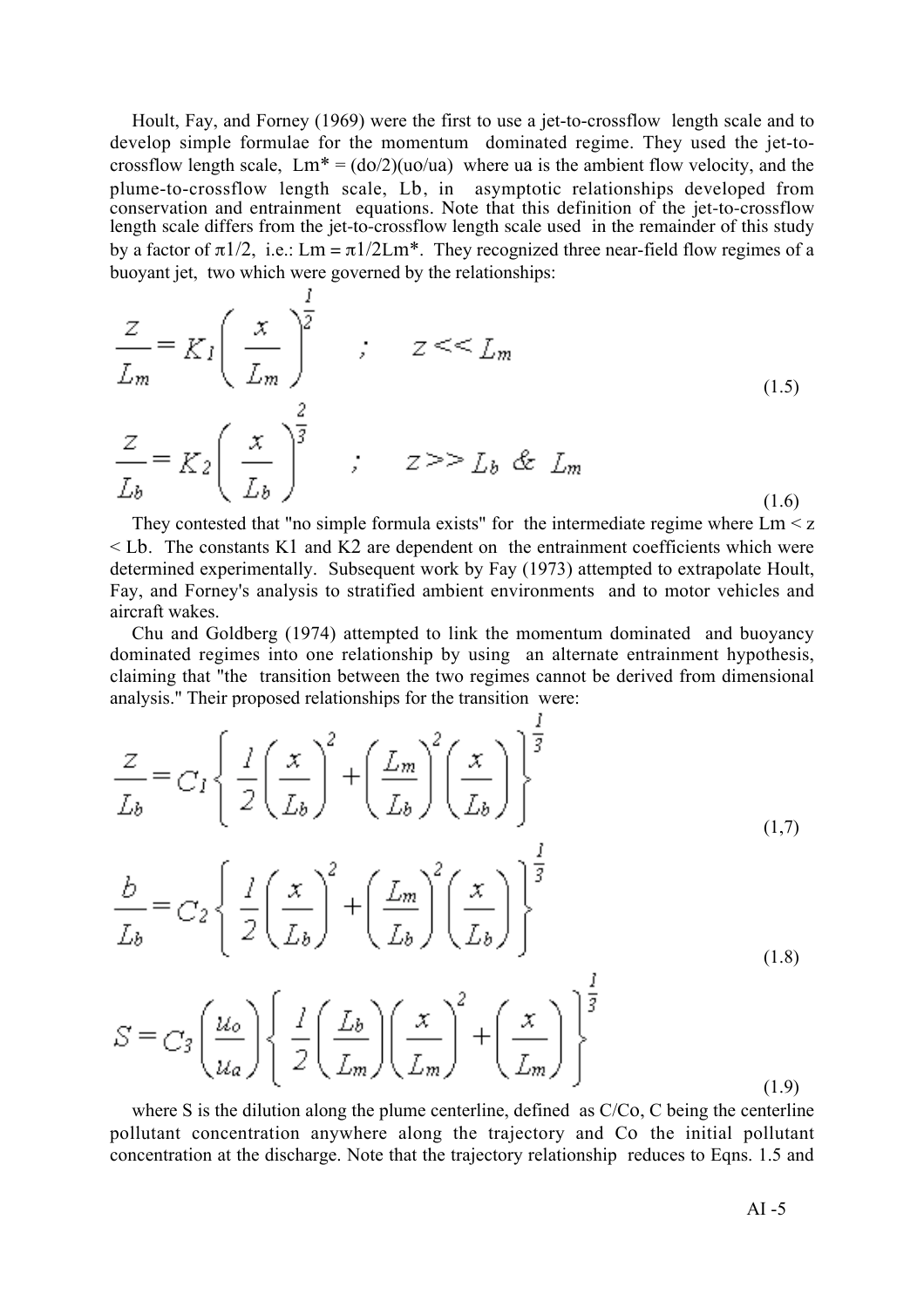Hoult, Fay, and Forney (1969) were the first to use a jet-to-crossflow length scale and to develop simple formulae for the momentum dominated regime. They used the jet-to-crossflow length scale, $L_m^* = (d_o/2)(u_o/u_a)$ where $u_a$ is the ambient flow velocity, and the plume-to-crossflow length scale, $L_b$, in asymptotic relationships developed from conservation and entrainment equations. Note that this definition of the jet-to-crossflow length scale differs from the jet-to-crossflow length scale used in the remainder of this study by a factor of $\pi^{1/2}$, i.e.: $L_m = \pi^{1/2} L_m^*$. They recognized three near-field flow regimes of a buoyant jet, two which were governed by the relationships:

$$\frac{z}{L_m} = K_1 \left( \frac{x}{L_m} \right)^{\frac{1}{2}} \quad ; \quad z << L_m \tag{1.5}$$

$$\frac{z}{L_b} = K_2 \left( \frac{x}{L_b} \right)^{\frac{2}{3}} \quad ; \quad z >> L_b \ \& \ L_m \tag{1.6}$$

They contested that "no simple formula exists" for the intermediate regime where $L_m < z < L_b$. The constants $K_1$ and $K_2$ are dependent on the entrainment coefficients which were determined experimentally. Subsequent work by Fay (1973) attempted to extrapolate Hoult, Fay, and Forney's analysis to stratified ambient environments and to motor vehicles and aircraft wakes.

Chu and Goldberg (1974) attempted to link the momentum dominated and buoyancy dominated regimes into one relationship by using an alternate entrainment hypothesis, claiming that "the transition between the two regimes cannot be derived from dimensional analysis." Their proposed relationships for the transition were:

$$\frac{z}{L_b} = C_1 \left\{ \frac{1}{2} \left( \frac{x}{L_b} \right)^2 + \left( \frac{L_m}{L_b} \right)^2 \left( \frac{x}{L_b} \right) \right\}^{\frac{1}{3}} \tag{1,7}$$

$$\frac{b}{L_b} = C_2 \left\{ \frac{1}{2} \left( \frac{x}{L_b} \right)^2 + \left( \frac{L_m}{L_b} \right)^2 \left( \frac{x}{L_b} \right) \right\}^{\frac{1}{3}} \tag{1.8}$$

$$S = C_3 \left( \frac{u_o}{u_a} \right) \left\{ \frac{1}{2} \left( \frac{L_b}{L_m} \right) \left( \frac{x}{L_m} \right)^2 + \left( \frac{x}{L_m} \right) \right\}^{\frac{1}{3}} \tag{1.9}$$

where S is the dilution along the plume centerline, defined as $C/C_o$, C being the centerline pollutant concentration anywhere along the trajectory and $C_o$ the initial pollutant concentration at the discharge. Note that the trajectory relationship reduces to Eqns. 1.5 and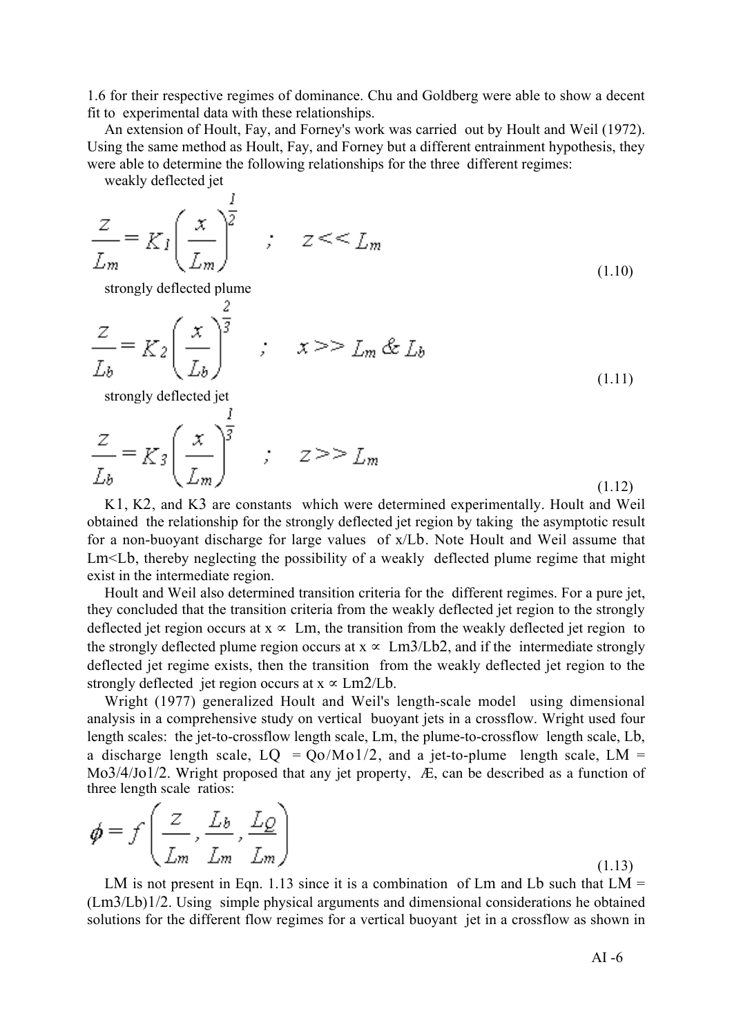1.6 for their respective regimes of dominance. Chu and Goldberg were able to show a decent fit to experimental data with these relationships.

An extension of Hoult, Fay, and Forney's work was carried out by Hoult and Weil (1972). Using the same method as Hoult, Fay, and Forney but a different entrainment hypothesis, they were able to determine the following relationships for the three different regimes:

weakly deflected jet

$$\frac{z}{L_m} = K_1 \left( \frac{x}{L_m} \right)^{\frac{1}{2}} \quad ; \quad z << L_m \tag{1.10}$$

strongly deflected plume

$$\frac{z}{L_b} = K_2 \left( \frac{x}{L_b} \right)^{\frac{2}{3}} \quad ; \quad x >> L_m \;\&\; L_b \tag{1.11}$$

strongly deflected jet

$$\frac{z}{L_b} = K_3 \left( \frac{x}{L_m} \right)^{\frac{1}{3}} \quad ; \quad z >> L_m \tag{1.12}$$

$K_1$, $K_2$, and $K_3$ are constants which were determined experimentally. Hoult and Weil obtained the relationship for the strongly deflected jet region by taking the asymptotic result for a non-buoyant discharge for large values of $x/L_b$. Note Hoult and Weil assume that $L_m < L_b$, thereby neglecting the possibility of a weakly deflected plume regime that might exist in the intermediate region.

Hoult and Weil also determined transition criteria for the different regimes. For a pure jet, they concluded that the transition criteria from the weakly deflected jet region to the strongly deflected jet region occurs at $x \propto L_m$, the transition from the weakly deflected jet region to the strongly deflected plume region occurs at $x \propto L_m^3/L_b^2$, and if the intermediate strongly deflected jet regime exists, then the transition from the weakly deflected jet region to the strongly deflected jet region occurs at $x \propto L_m^2/L_b$.

Wright (1977) generalized Hoult and Weil's length-scale model using dimensional analysis in a comprehensive study on vertical buoyant jets in a crossflow. Wright used four length scales: the jet-to-crossflow length scale, $L_m$, the plume-to-crossflow length scale, $L_b$, a discharge length scale, $L_Q = Q_o/M_o^{1/2}$, and a jet-to-plume length scale, $L_M = M_o^{3/4}/J_o^{1/2}$. Wright proposed that any jet property, Æ, can be described as a function of three length scale ratios:

$$\phi = f\left( \frac{z}{L_m}, \frac{L_b}{L_m}, \frac{L_Q}{L_m} \right) \tag{1.13}$$

$L_M$ is not present in Eqn. 1.13 since it is a combination of $L_m$ and $L_b$ such that $L_M = (L_m^3/L_b)^{1/2}$. Using simple physical arguments and dimensional considerations he obtained solutions for the different flow regimes for a vertical buoyant jet in a crossflow as shown in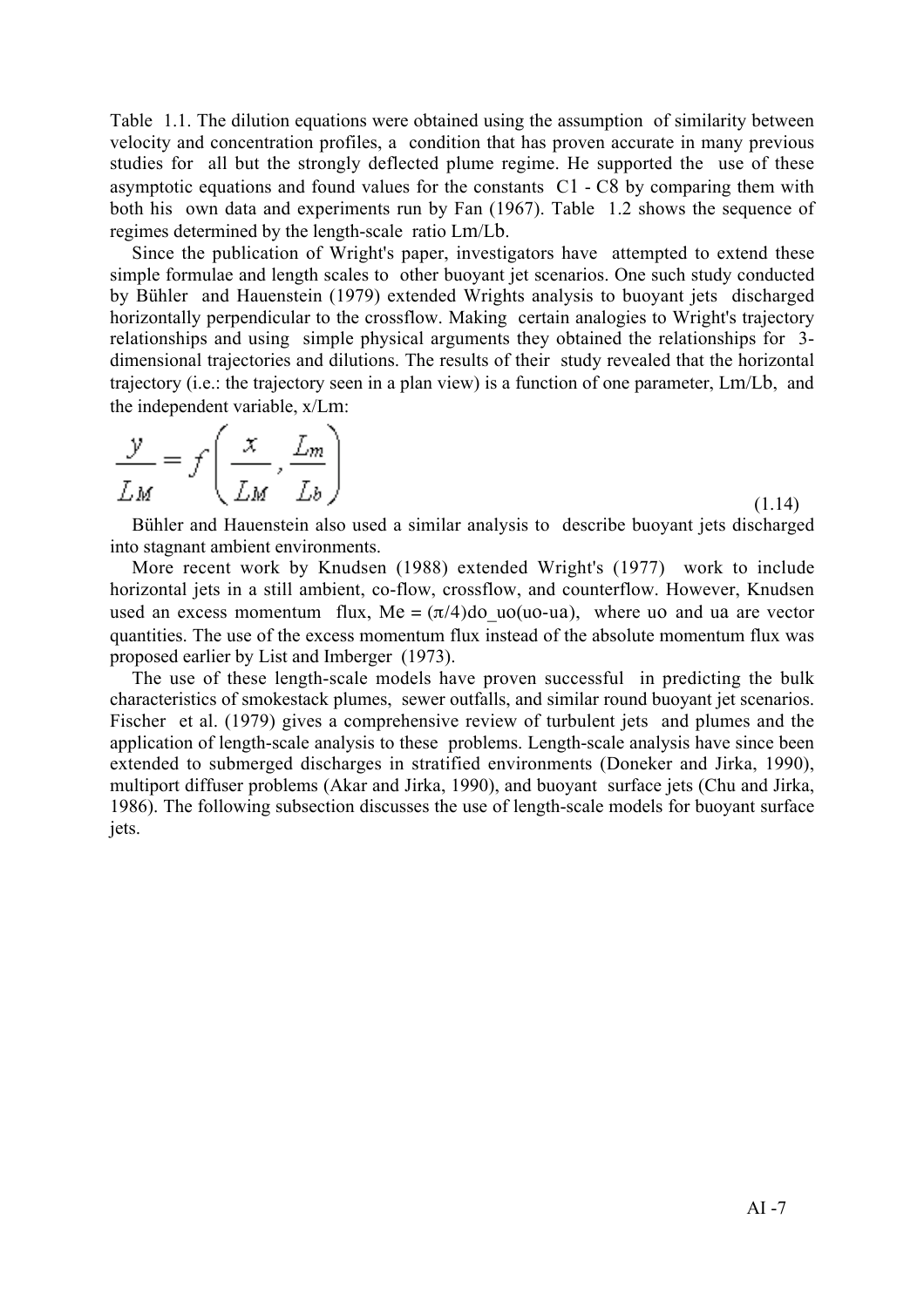Table 1.1. The dilution equations were obtained using the assumption of similarity between velocity and concentration profiles, a condition that has proven accurate in many previous studies for all but the strongly deflected plume regime. He supported the use of these asymptotic equations and found values for the constants C1 - C8 by comparing them with both his own data and experiments run by Fan (1967). Table 1.2 shows the sequence of regimes determined by the length-scale ratio $L_m/L_b$.

Since the publication of Wright's paper, investigators have attempted to extend these simple formulae and length scales to other buoyant jet scenarios. One such study conducted by Bühler and Hauenstein (1979) extended Wrights analysis to buoyant jets discharged horizontally perpendicular to the crossflow. Making certain analogies to Wright's trajectory relationships and using simple physical arguments they obtained the relationships for 3-dimensional trajectories and dilutions. The results of their study revealed that the horizontal trajectory (i.e.: the trajectory seen in a plan view) is a function of one parameter, $L_m/L_b$, and the independent variable, $x/L_m$:

$$\frac{y}{L_M} = f\left(\frac{x}{L_M}, \frac{L_m}{L_b}\right) \tag{1.14}$$

Bühler and Hauenstein also used a similar analysis to describe buoyant jets discharged into stagnant ambient environments.

More recent work by Knudsen (1988) extended Wright's (1977) work to include horizontal jets in a still ambient, co-flow, crossflow, and counterflow. However, Knudsen used an excess momentum flux, $M_e = (\pi/4)d_o u_o(u_o-u_a)$, where $u_o$ and $u_a$ are vector quantities. The use of the excess momentum flux instead of the absolute momentum flux was proposed earlier by List and Imberger (1973).

The use of these length-scale models have proven successful in predicting the bulk characteristics of smokestack plumes, sewer outfalls, and similar round buoyant jet scenarios. Fischer et al. (1979) gives a comprehensive review of turbulent jets and plumes and the application of length-scale analysis to these problems. Length-scale analysis have since been extended to submerged discharges in stratified environments (Doneker and Jirka, 1990), multiport diffuser problems (Akar and Jirka, 1990), and buoyant surface jets (Chu and Jirka, 1986). The following subsection discusses the use of length-scale models for buoyant surface jets.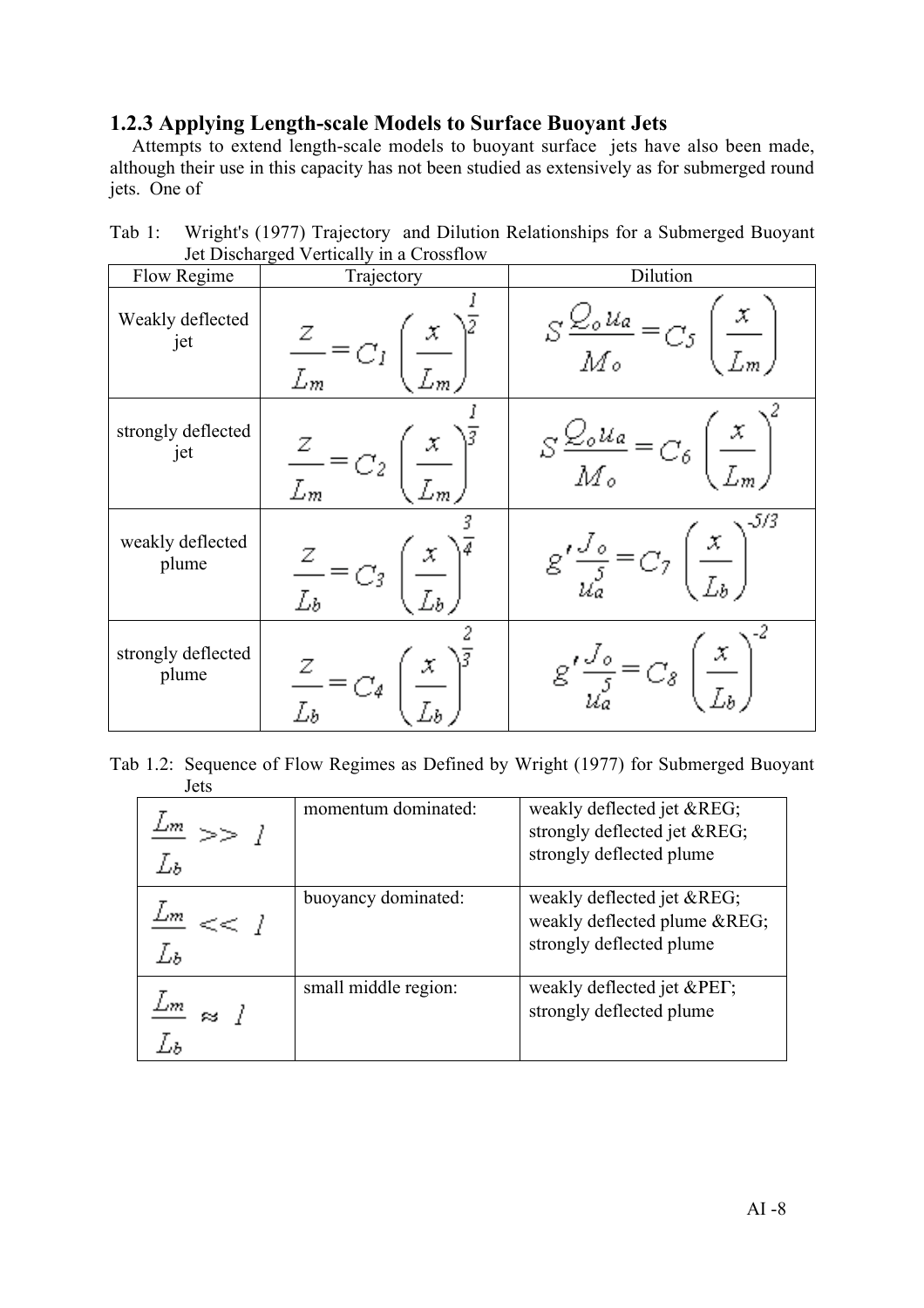### 1.2.3 Applying Length-scale Models to Surface Buoyant Jets

Attempts to extend length-scale models to buoyant surface jets have also been made, although their use in this capacity has not been studied as extensively as for submerged round jets. One of

Tab 1: Wright's (1977) Trajectory and Dilution Relationships for a Submerged Buoyant Jet Discharged Vertically in a Crossflow

| Flow Regime | Trajectory | Dilution |
|---|---|---|
| Weakly deflected jet | $\frac{z}{L_m} = C_1 \left(\frac{x}{L_m}\right)^{\frac{1}{2}}$ | $S\frac{Q_o u_a}{M_o} = C_5 \left(\frac{x}{L_m}\right)$ |
| strongly deflected jet | $\frac{z}{L_m} = C_2 \left(\frac{x}{L_m}\right)^{\frac{1}{3}}$ | $S\frac{Q_o u_a}{M_o} = C_6 \left(\frac{x}{L_m}\right)^{2}$ |
| weakly deflected plume | $\frac{z}{L_b} = C_3 \left(\frac{x}{L_b}\right)^{\frac{3}{4}}$ | $g'\frac{J_o}{u_a^5} = C_7 \left(\frac{x}{L_b}\right)^{-5/3}$ |
| strongly deflected plume | $\frac{z}{L_b} = C_4 \left(\frac{x}{L_b}\right)^{\frac{2}{3}}$ | $g'\frac{J_o}{u_a^5} = C_8 \left(\frac{x}{L_b}\right)^{-2}$ |

Tab 1.2: Sequence of Flow Regimes as Defined by Wright (1977) for Submerged Buoyant Jets

| | | |
|---|---|---|
| $\frac{L_m}{L_b} >> 1$ | momentum dominated: | weakly deflected jet &REG; strongly deflected jet &REG; strongly deflected plume |
| $\frac{L_m}{L_b} << 1$ | buoyancy dominated: | weakly deflected jet &REG; weakly deflected plume &REG; strongly deflected plume |
| $\frac{L_m}{L_b} \approx 1$ | small middle region: | weakly deflected jet &PEΓ; strongly deflected plume |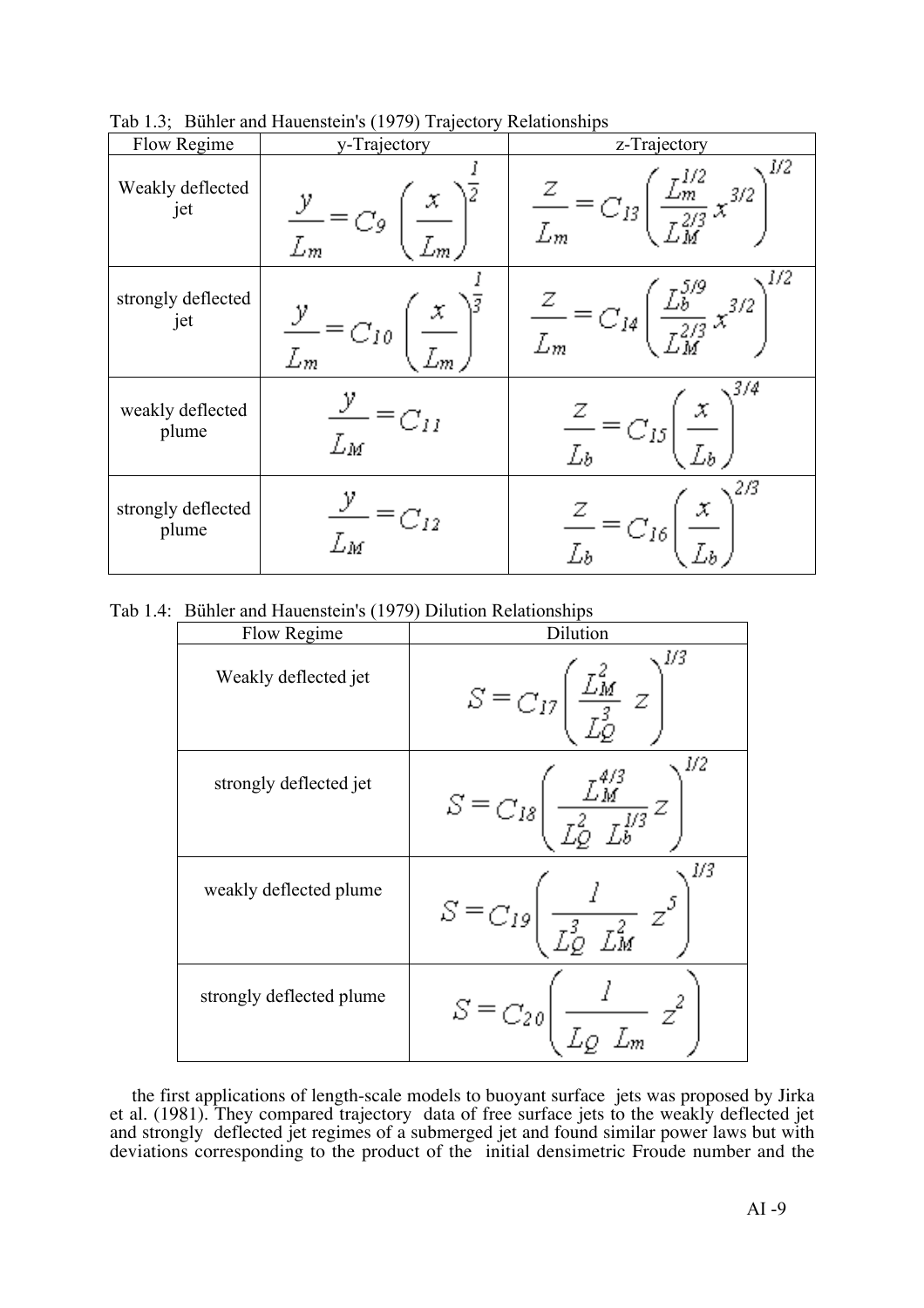Tab 1.3; Bühler and Hauenstein's (1979) Trajectory Relationships

| Flow Regime | y-Trajectory | z-Trajectory |
|---|---|---|
| Weakly deflected jet | $\frac{y}{L_m} = C_9 \left(\frac{x}{L_m}\right)^{\frac{1}{2}}$ | $\frac{z}{L_m} = C_{13} \left(\frac{L_m^{1/2}}{L_M^{2/3}} x^{3/2}\right)^{1/2}$ |
| strongly deflected jet | $\frac{y}{L_m} = C_{10} \left(\frac{x}{L_m}\right)^{\frac{1}{3}}$ | $\frac{z}{L_m} = C_{14} \left(\frac{L_b^{5/9}}{L_M^{2/3}} x^{3/2}\right)^{1/2}$ |
| weakly deflected plume | $\frac{y}{L_M} = C_{11}$ | $\frac{z}{L_b} = C_{15} \left(\frac{x}{L_b}\right)^{3/4}$ |
| strongly deflected plume | $\frac{y}{L_M} = C_{12}$ | $\frac{z}{L_b} = C_{16} \left(\frac{x}{L_b}\right)^{2/3}$ |

Tab 1.4: Bühler and Hauenstein's (1979) Dilution Relationships

| Flow Regime | Dilution |
|---|---|
| Weakly deflected jet | $S = C_{17} \left(\frac{L_M^2}{L_Q^3} \; z\right)^{1/3}$ |
| strongly deflected jet | $S = C_{18} \left(\frac{L_M^{4/3}}{L_Q^2 \; L_b^{1/3}} z\right)^{1/2}$ |
| weakly deflected plume | $S = C_{19} \left(\frac{1}{L_Q^3 \; L_M^2} \; z^5\right)^{1/3}$ |
| strongly deflected plume | $S = C_{20} \left(\frac{1}{L_Q \; L_m} \; z^2\right)$ |

the first applications of length-scale models to buoyant surface jets was proposed by Jirka et al. (1981). They compared trajectory data of free surface jets to the weakly deflected jet and strongly deflected jet regimes of a submerged jet and found similar power laws but with deviations corresponding to the product of the initial densimetric Froude number and the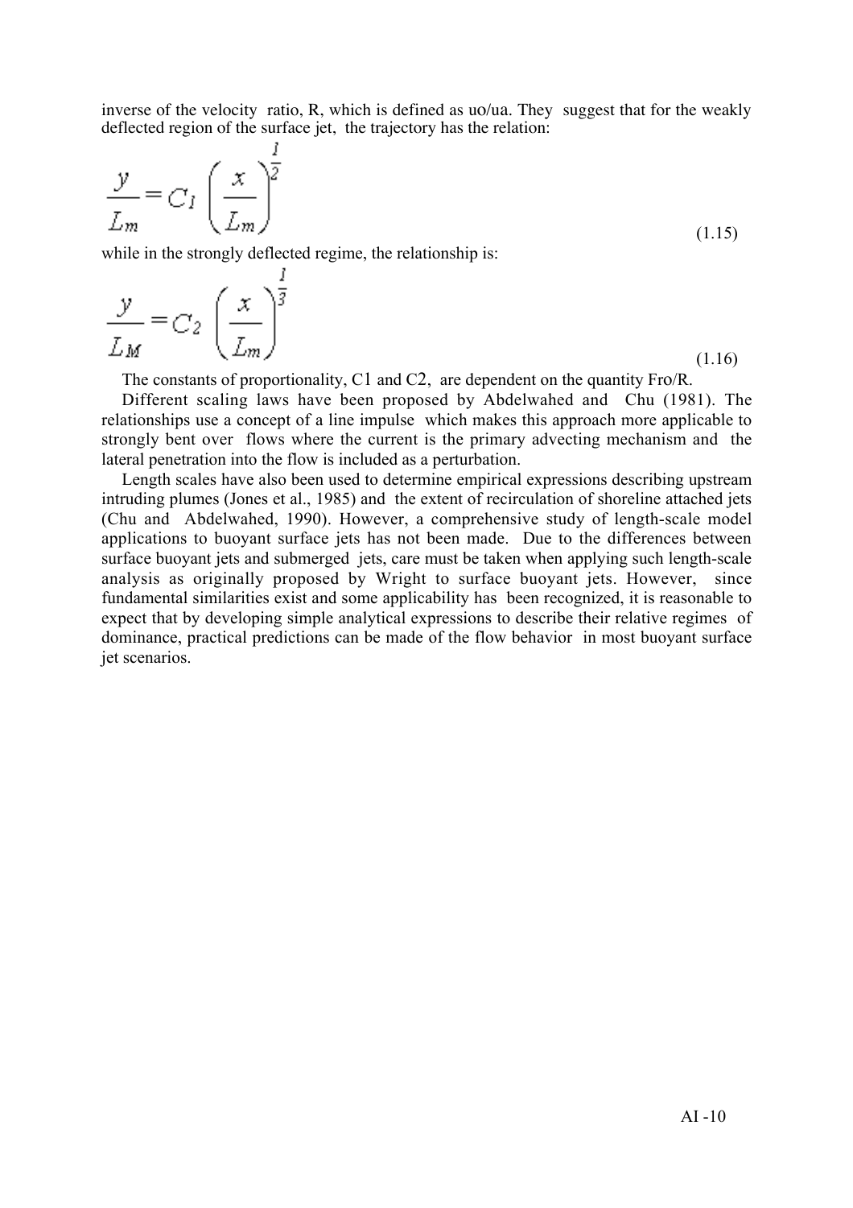inverse of the velocity ratio, R, which is defined as uo/ua. They suggest that for the weakly deflected region of the surface jet, the trajectory has the relation:

$$\frac{y}{L_m} = C_1 \left(\frac{x}{L_m}\right)^{\frac{1}{2}} \tag{1.15}$$

while in the strongly deflected regime, the relationship is:

$$\frac{y}{L_M} = C_2 \left(\frac{x}{L_m}\right)^{\frac{1}{3}} \tag{1.16}$$

The constants of proportionality, C1 and C2, are dependent on the quantity Fro/R.

Different scaling laws have been proposed by Abdelwahed and Chu (1981). The relationships use a concept of a line impulse which makes this approach more applicable to strongly bent over flows where the current is the primary advecting mechanism and the lateral penetration into the flow is included as a perturbation.

Length scales have also been used to determine empirical expressions describing upstream intruding plumes (Jones et al., 1985) and the extent of recirculation of shoreline attached jets (Chu and Abdelwahed, 1990). However, a comprehensive study of length-scale model applications to buoyant surface jets has not been made. Due to the differences between surface buoyant jets and submerged jets, care must be taken when applying such length-scale analysis as originally proposed by Wright to surface buoyant jets. However, since fundamental similarities exist and some applicability has been recognized, it is reasonable to expect that by developing simple analytical expressions to describe their relative regimes of dominance, practical predictions can be made of the flow behavior in most buoyant surface jet scenarios.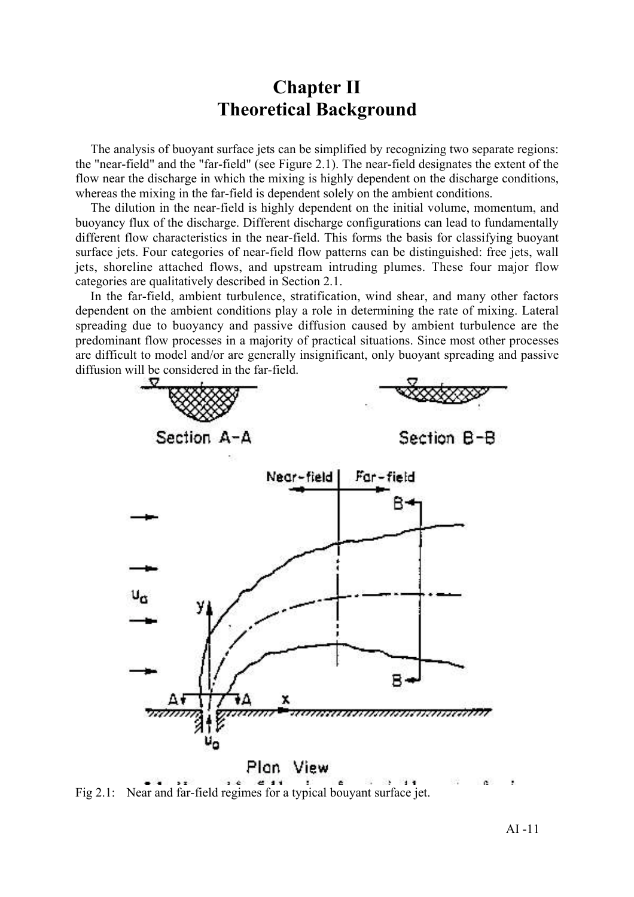# Chapter II
# Theoretical Background

The analysis of buoyant surface jets can be simplified by recognizing two separate regions: the "near-field" and the "far-field" (see Figure 2.1). The near-field designates the extent of the flow near the discharge in which the mixing is highly dependent on the discharge conditions, whereas the mixing in the far-field is dependent solely on the ambient conditions.

The dilution in the near-field is highly dependent on the initial volume, momentum, and buoyancy flux of the discharge. Different discharge configurations can lead to fundamentally different flow characteristics in the near-field. This forms the basis for classifying buoyant surface jets. Four categories of near-field flow patterns can be distinguished: free jets, wall jets, shoreline attached flows, and upstream intruding plumes. These four major flow categories are qualitatively described in Section 2.1.

In the far-field, ambient turbulence, stratification, wind shear, and many other factors dependent on the ambient conditions play a role in determining the rate of mixing. Lateral spreading due to buoyancy and passive diffusion caused by ambient turbulence are the predominant flow processes in a majority of practical situations. Since most other processes are difficult to model and/or are generally insignificant, only buoyant spreading and passive diffusion will be considered in the far-field.

Fig 2.1: Near and far-field regimes for a typical bouyant surface jet.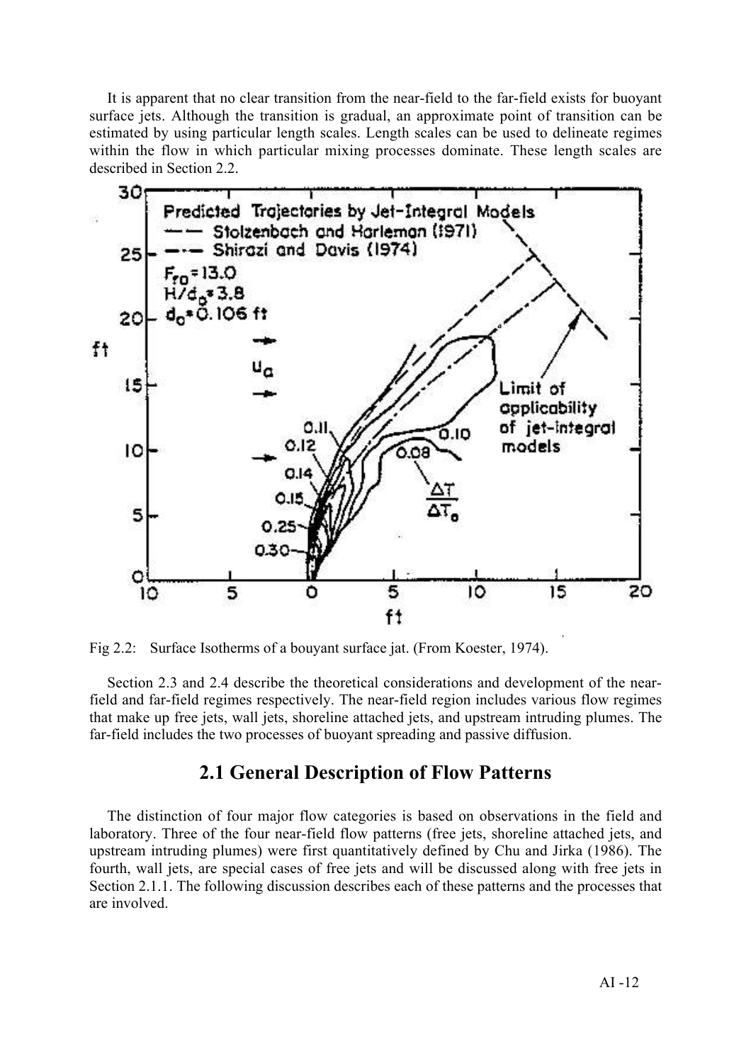It is apparent that no clear transition from the near-field to the far-field exists for buoyant surface jets. Although the transition is gradual, an approximate point of transition can be estimated by using particular length scales. Length scales can be used to delineate regimes within the flow in which particular mixing processes dominate. These length scales are described in Section 2.2.

Fig 2.2: Surface Isotherms of a bouyant surface jat. (From Koester, 1974).

Section 2.3 and 2.4 describe the theoretical considerations and development of the near-field and far-field regimes respectively. The near-field region includes various flow regimes that make up free jets, wall jets, shoreline attached jets, and upstream intruding plumes. The far-field includes the two processes of buoyant spreading and passive diffusion.

## 2.1 General Description of Flow Patterns

The distinction of four major flow categories is based on observations in the field and laboratory. Three of the four near-field flow patterns (free jets, shoreline attached jets, and upstream intruding plumes) were first quantitatively defined by Chu and Jirka (1986). The fourth, wall jets, are special cases of free jets and will be discussed along with free jets in Section 2.1.1. The following discussion describes each of these patterns and the processes that are involved.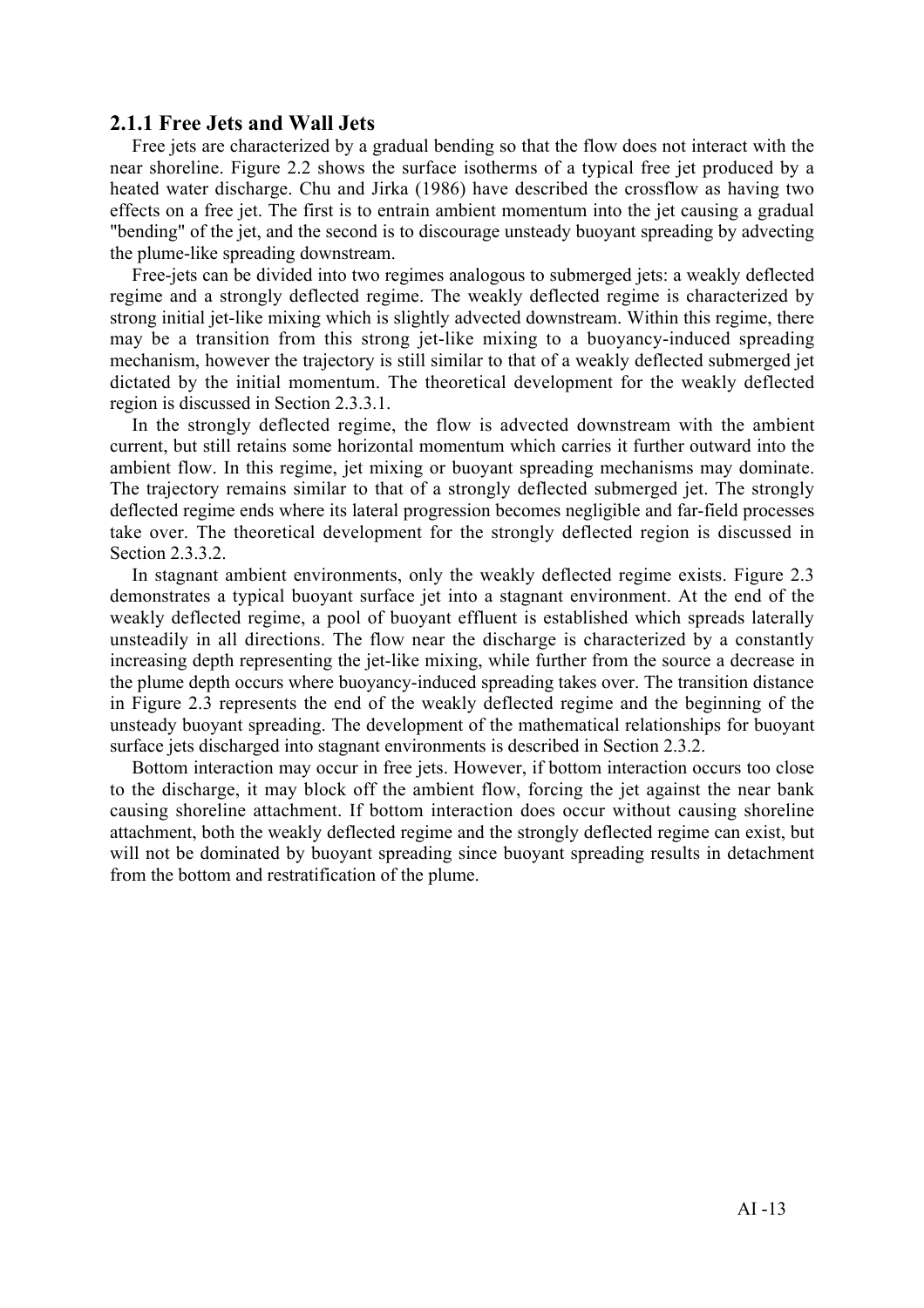### 2.1.1 Free Jets and Wall Jets

Free jets are characterized by a gradual bending so that the flow does not interact with the near shoreline. Figure 2.2 shows the surface isotherms of a typical free jet produced by a heated water discharge. Chu and Jirka (1986) have described the crossflow as having two effects on a free jet. The first is to entrain ambient momentum into the jet causing a gradual "bending" of the jet, and the second is to discourage unsteady buoyant spreading by advecting the plume-like spreading downstream.

Free-jets can be divided into two regimes analogous to submerged jets: a weakly deflected regime and a strongly deflected regime. The weakly deflected regime is characterized by strong initial jet-like mixing which is slightly advected downstream. Within this regime, there may be a transition from this strong jet-like mixing to a buoyancy-induced spreading mechanism, however the trajectory is still similar to that of a weakly deflected submerged jet dictated by the initial momentum. The theoretical development for the weakly deflected region is discussed in Section 2.3.3.1.

In the strongly deflected regime, the flow is advected downstream with the ambient current, but still retains some horizontal momentum which carries it further outward into the ambient flow. In this regime, jet mixing or buoyant spreading mechanisms may dominate. The trajectory remains similar to that of a strongly deflected submerged jet. The strongly deflected regime ends where its lateral progression becomes negligible and far-field processes take over. The theoretical development for the strongly deflected region is discussed in Section 2.3.3.2.

In stagnant ambient environments, only the weakly deflected regime exists. Figure 2.3 demonstrates a typical buoyant surface jet into a stagnant environment. At the end of the weakly deflected regime, a pool of buoyant effluent is established which spreads laterally unsteadily in all directions. The flow near the discharge is characterized by a constantly increasing depth representing the jet-like mixing, while further from the source a decrease in the plume depth occurs where buoyancy-induced spreading takes over. The transition distance in Figure 2.3 represents the end of the weakly deflected regime and the beginning of the unsteady buoyant spreading. The development of the mathematical relationships for buoyant surface jets discharged into stagnant environments is described in Section 2.3.2.

Bottom interaction may occur in free jets. However, if bottom interaction occurs too close to the discharge, it may block off the ambient flow, forcing the jet against the near bank causing shoreline attachment. If bottom interaction does occur without causing shoreline attachment, both the weakly deflected regime and the strongly deflected regime can exist, but will not be dominated by buoyant spreading since buoyant spreading results in detachment from the bottom and restratification of the plume.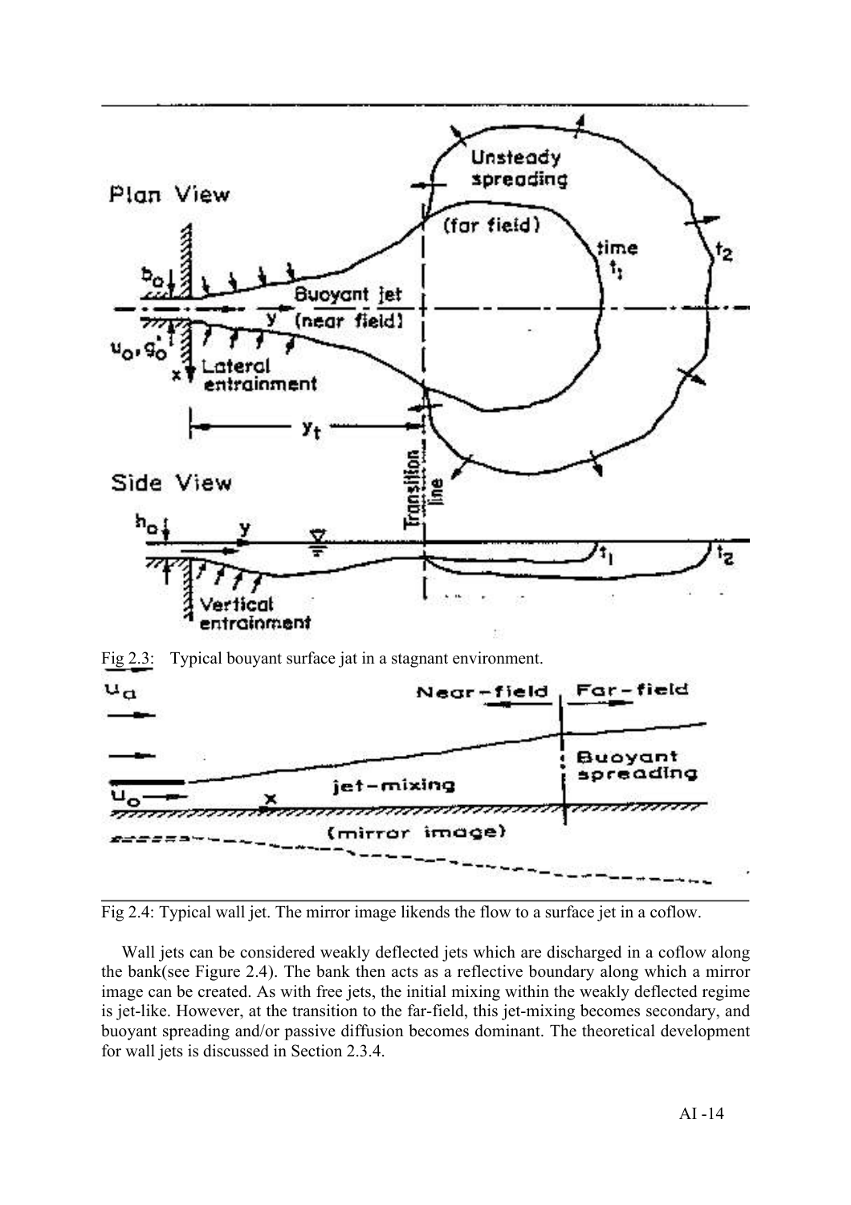Fig 2.3: Typical bouyant surface jat in a stagnant environment.

Fig 2.4: Typical wall jet. The mirror image likends the flow to a surface jet in a coflow.

Wall jets can be considered weakly deflected jets which are discharged in a coflow along the bank(see Figure 2.4). The bank then acts as a reflective boundary along which a mirror image can be created. As with free jets, the initial mixing within the weakly deflected regime is jet-like. However, at the transition to the far-field, this jet-mixing becomes secondary, and buoyant spreading and/or passive diffusion becomes dominant. The theoretical development for wall jets is discussed in Section 2.3.4.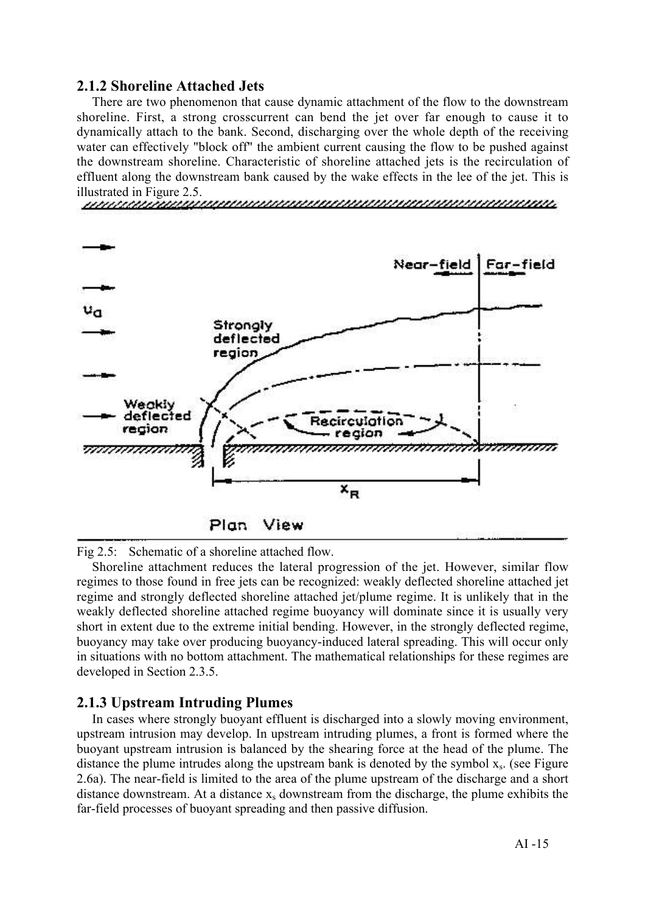### 2.1.2 Shoreline Attached Jets

There are two phenomenon that cause dynamic attachment of the flow to the downstream shoreline. First, a strong crosscurrent can bend the jet over far enough to cause it to dynamically attach to the bank. Second, discharging over the whole depth of the receiving water can effectively "block off" the ambient current causing the flow to be pushed against the downstream shoreline. Characteristic of shoreline attached jets is the recirculation of effluent along the downstream bank caused by the wake effects in the lee of the jet. This is illustrated in Figure 2.5.

Fig 2.5: Schematic of a shoreline attached flow.

Shoreline attachment reduces the lateral progression of the jet. However, similar flow regimes to those found in free jets can be recognized: weakly deflected shoreline attached jet regime and strongly deflected shoreline attached jet/plume regime. It is unlikely that in the weakly deflected shoreline attached regime buoyancy will dominate since it is usually very short in extent due to the extreme initial bending. However, in the strongly deflected regime, buoyancy may take over producing buoyancy-induced lateral spreading. This will occur only in situations with no bottom attachment. The mathematical relationships for these regimes are developed in Section 2.3.5.

### 2.1.3 Upstream Intruding Plumes

In cases where strongly buoyant effluent is discharged into a slowly moving environment, upstream intrusion may develop. In upstream intruding plumes, a front is formed where the buoyant upstream intrusion is balanced by the shearing force at the head of the plume. The distance the plume intrudes along the upstream bank is denoted by the symbol $x_s$. (see Figure 2.6a). The near-field is limited to the area of the plume upstream of the discharge and a short distance downstream. At a distance $x_s$ downstream from the discharge, the plume exhibits the far-field processes of buoyant spreading and then passive diffusion.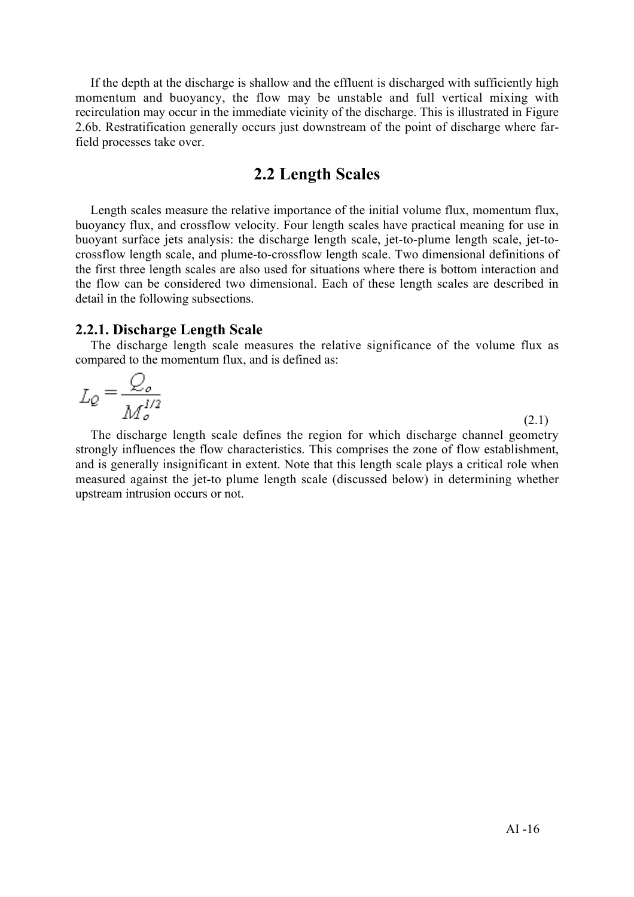If the depth at the discharge is shallow and the effluent is discharged with sufficiently high momentum and buoyancy, the flow may be unstable and full vertical mixing with recirculation may occur in the immediate vicinity of the discharge. This is illustrated in Figure 2.6b. Restratification generally occurs just downstream of the point of discharge where far-field processes take over.

## 2.2 Length Scales

Length scales measure the relative importance of the initial volume flux, momentum flux, buoyancy flux, and crossflow velocity. Four length scales have practical meaning for use in buoyant surface jets analysis: the discharge length scale, jet-to-plume length scale, jet-to-crossflow length scale, and plume-to-crossflow length scale. Two dimensional definitions of the first three length scales are also used for situations where there is bottom interaction and the flow can be considered two dimensional. Each of these length scales are described in detail in the following subsections.

### 2.2.1. Discharge Length Scale

The discharge length scale measures the relative significance of the volume flux as compared to the momentum flux, and is defined as:

$$L_Q = \frac{Q_o}{M_o^{1/2}} \tag{2.1}$$

The discharge length scale defines the region for which discharge channel geometry strongly influences the flow characteristics. This comprises the zone of flow establishment, and is generally insignificant in extent. Note that this length scale plays a critical role when measured against the jet-to plume length scale (discussed below) in determining whether upstream intrusion occurs or not.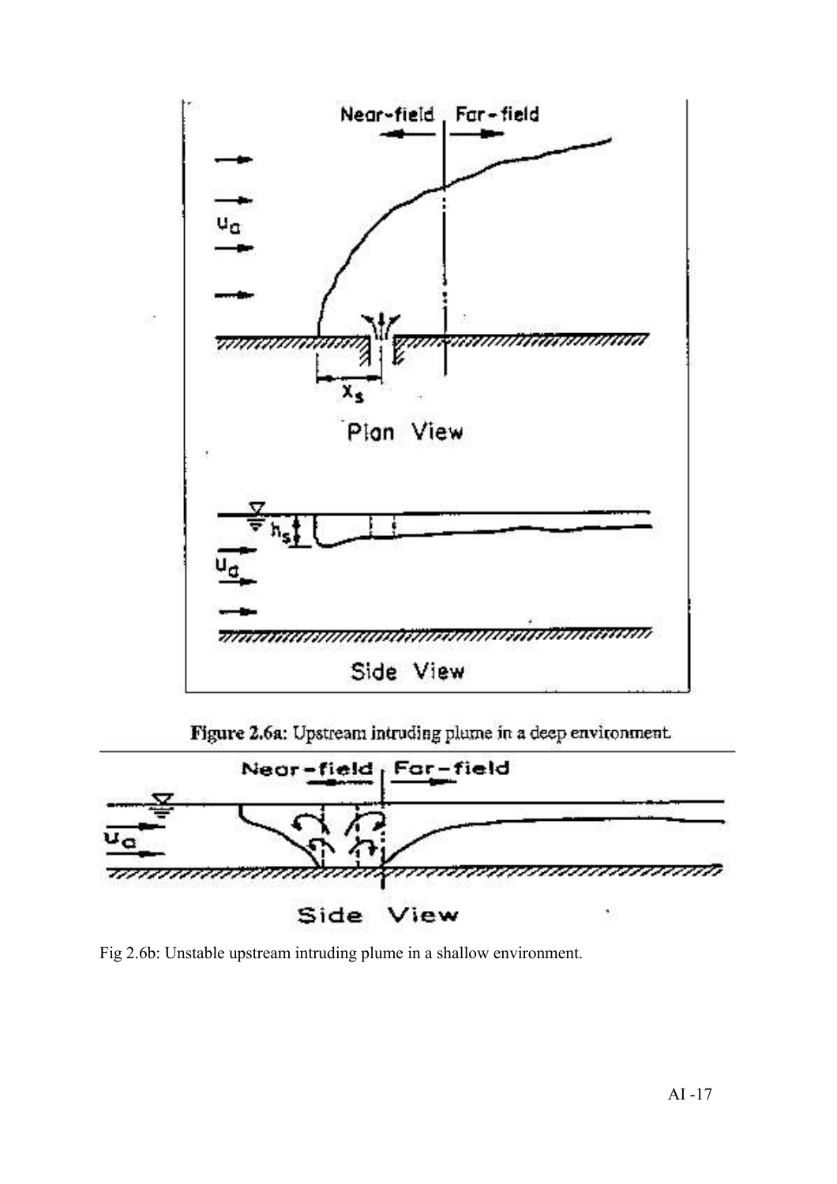**Figure 2.6a:** Upstream intruding plume in a deep environment.

Fig 2.6b: Unstable upstream intruding plume in a shallow environment.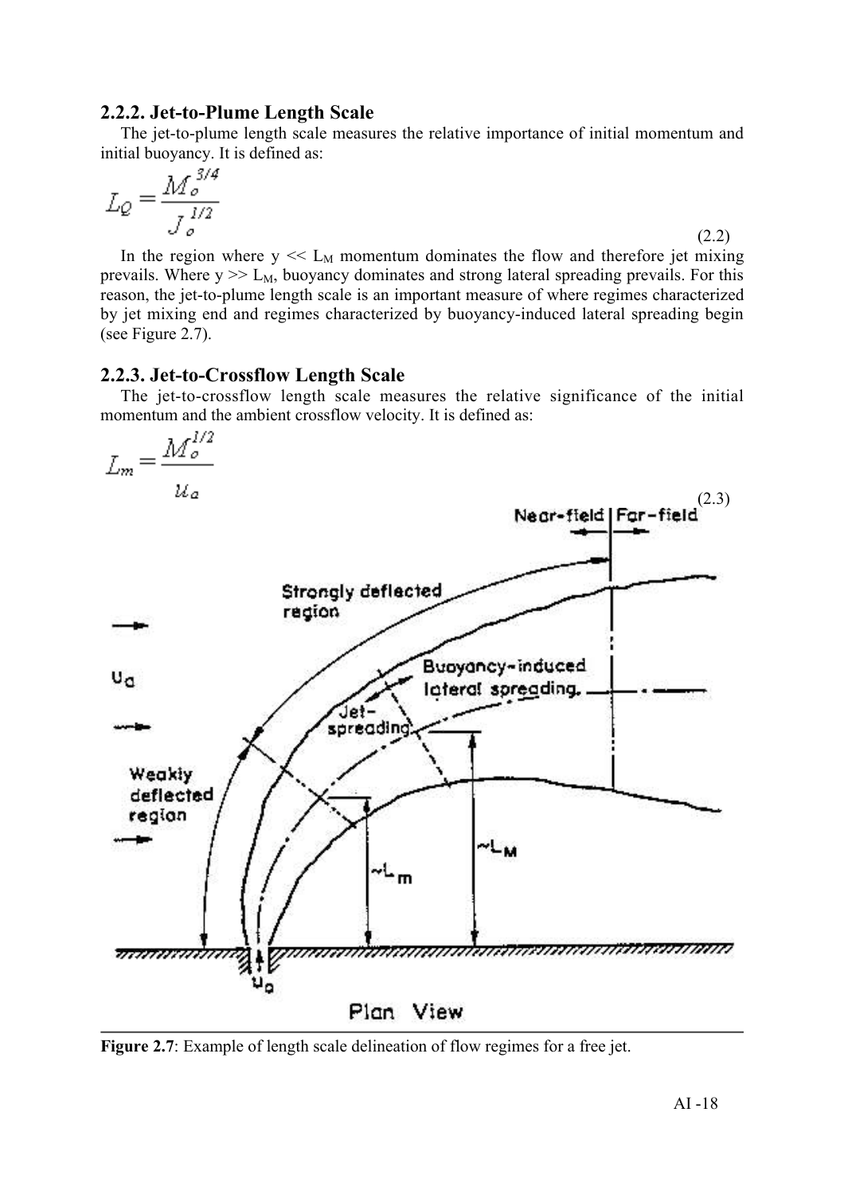### 2.2.2. Jet-to-Plume Length Scale

The jet-to-plume length scale measures the relative importance of initial momentum and initial buoyancy. It is defined as:

$$L_Q = \frac{M_o^{3/4}}{J_o^{1/2}} \tag{2.2}$$

In the region where $y << L_M$ momentum dominates the flow and therefore jet mixing prevails. Where $y >> L_M$, buoyancy dominates and strong lateral spreading prevails. For this reason, the jet-to-plume length scale is an important measure of where regimes characterized by jet mixing end and regimes characterized by buoyancy-induced lateral spreading begin (see Figure 2.7).

### 2.2.3. Jet-to-Crossflow Length Scale

The jet-to-crossflow length scale measures the relative significance of the initial momentum and the ambient crossflow velocity. It is defined as:

$$L_m = \frac{M_o^{1/2}}{u_a} \tag{2.3}$$

**Figure 2.7**: Example of length scale delineation of flow regimes for a free jet.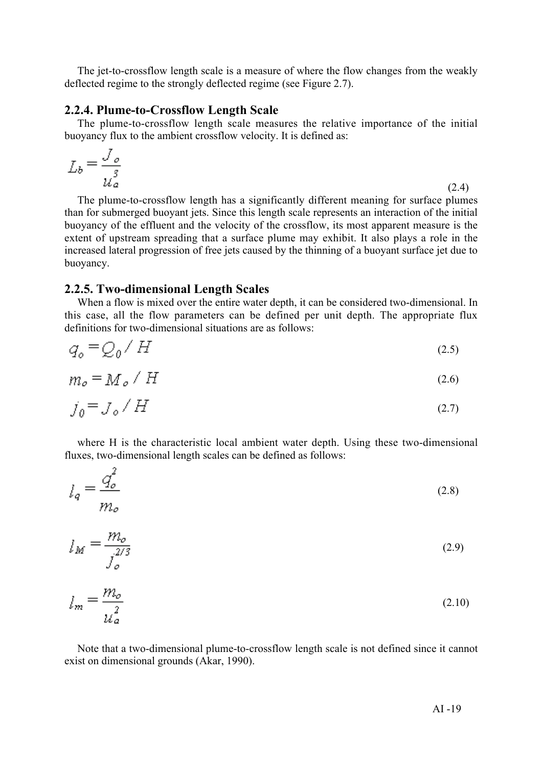The jet-to-crossflow length scale is a measure of where the flow changes from the weakly deflected regime to the strongly deflected regime (see Figure 2.7).

### 2.2.4. Plume-to-Crossflow Length Scale

The plume-to-crossflow length scale measures the relative importance of the initial buoyancy flux to the ambient crossflow velocity. It is defined as:

$$L_b = \frac{J_o}{u_a^3} \tag{2.4}$$

The plume-to-crossflow length has a significantly different meaning for surface plumes than for submerged buoyant jets. Since this length scale represents an interaction of the initial buoyancy of the effluent and the velocity of the crossflow, its most apparent measure is the extent of upstream spreading that a surface plume may exhibit. It also plays a role in the increased lateral progression of free jets caused by the thinning of a buoyant surface jet due to buoyancy.

### 2.2.5. Two-dimensional Length Scales

When a flow is mixed over the entire water depth, it can be considered two-dimensional. In this case, all the flow parameters can be defined per unit depth. The appropriate flux definitions for two-dimensional situations are as follows:

$$q_o = Q_0 / H \tag{2.5}$$

$$m_o = M_o / H \tag{2.6}$$

$$j_0 = J_o / H \tag{2.7}$$

where H is the characteristic local ambient water depth. Using these two-dimensional fluxes, two-dimensional length scales can be defined as follows:

$$l_q = \frac{q_o^2}{m_o} \tag{2.8}$$

$$l_M = \frac{m_o}{j_o^{2/3}} \tag{2.9}$$

$$l_m = \frac{m_o}{u_a^2} \tag{2.10}$$

Note that a two-dimensional plume-to-crossflow length scale is not defined since it cannot exist on dimensional grounds (Akar, 1990).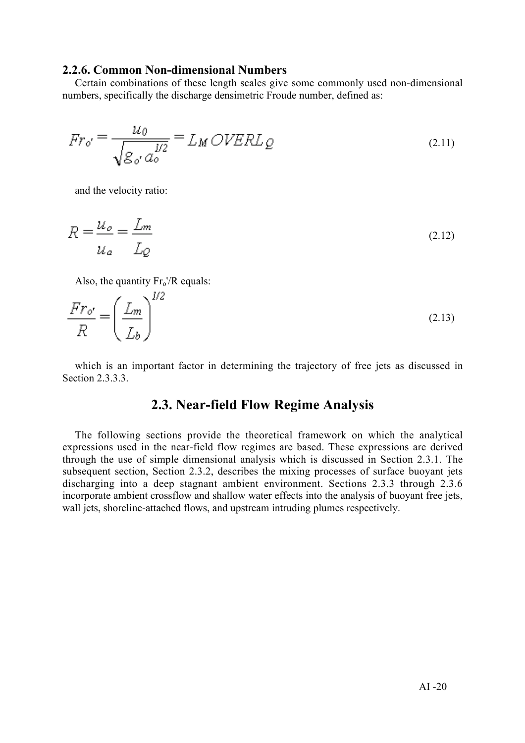### 2.2.6. Common Non-dimensional Numbers

Certain combinations of these length scales give some commonly used non-dimensional numbers, specifically the discharge densimetric Froude number, defined as:

$$Fr_{o'} = \frac{u_0}{\sqrt{g_{o'} a_o^{1/2}}} = L_M OVERL_Q \tag{2.11}$$

and the velocity ratio:

$$R = \frac{u_o}{u_a} = \frac{L_m}{L_Q} \tag{2.12}$$

Also, the quantity $Fr_o'/R$ equals:

$$\frac{Fr_{o'}}{R} = \left( \frac{L_m}{L_b} \right)^{1/2} \tag{2.13}$$

which is an important factor in determining the trajectory of free jets as discussed in Section 2.3.3.3.

## 2.3. Near-field Flow Regime Analysis

The following sections provide the theoretical framework on which the analytical expressions used in the near-field flow regimes are based. These expressions are derived through the use of simple dimensional analysis which is discussed in Section 2.3.1. The subsequent section, Section 2.3.2, describes the mixing processes of surface buoyant jets discharging into a deep stagnant ambient environment. Sections 2.3.3 through 2.3.6 incorporate ambient crossflow and shallow water effects into the analysis of buoyant free jets, wall jets, shoreline-attached flows, and upstream intruding plumes respectively.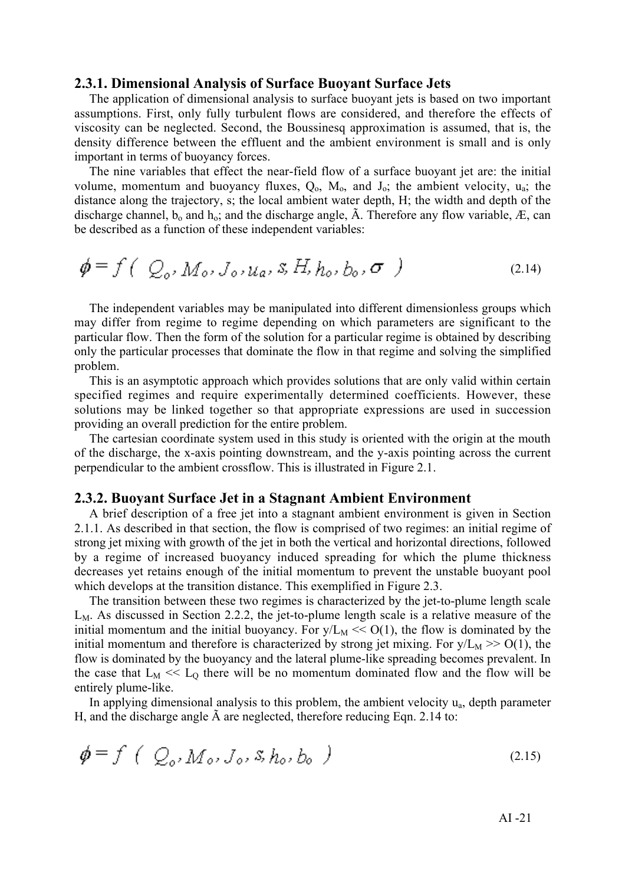### 2.3.1. Dimensional Analysis of Surface Buoyant Surface Jets

The application of dimensional analysis to surface buoyant jets is based on two important assumptions. First, only fully turbulent flows are considered, and therefore the effects of viscosity can be neglected. Second, the Boussinesq approximation is assumed, that is, the density difference between the effluent and the ambient environment is small and is only important in terms of buoyancy forces.

The nine variables that effect the near-field flow of a surface buoyant jet are: the initial volume, momentum and buoyancy fluxes, $Q_o$, $M_o$, and $J_o$; the ambient velocity, $u_a$; the distance along the trajectory, s; the local ambient water depth, H; the width and depth of the discharge channel, $b_o$ and $h_o$; and the discharge angle, Ã. Therefore any flow variable, Æ, can be described as a function of these independent variables:

$$\phi = f\left( Q_o, M_o, J_o, u_a, s, H, h_o, b_o, \sigma \right) \tag{2.14}$$

The independent variables may be manipulated into different dimensionless groups which may differ from regime to regime depending on which parameters are significant to the particular flow. Then the form of the solution for a particular regime is obtained by describing only the particular processes that dominate the flow in that regime and solving the simplified problem.

This is an asymptotic approach which provides solutions that are only valid within certain specified regimes and require experimentally determined coefficients. However, these solutions may be linked together so that appropriate expressions are used in succession providing an overall prediction for the entire problem.

The cartesian coordinate system used in this study is oriented with the origin at the mouth of the discharge, the x-axis pointing downstream, and the y-axis pointing across the current perpendicular to the ambient crossflow. This is illustrated in Figure 2.1.

### 2.3.2. Buoyant Surface Jet in a Stagnant Ambient Environment

A brief description of a free jet into a stagnant ambient environment is given in Section 2.1.1. As described in that section, the flow is comprised of two regimes: an initial regime of strong jet mixing with growth of the jet in both the vertical and horizontal directions, followed by a regime of increased buoyancy induced spreading for which the plume thickness decreases yet retains enough of the initial momentum to prevent the unstable buoyant pool which develops at the transition distance. This exemplified in Figure 2.3.

The transition between these two regimes is characterized by the jet-to-plume length scale $L_M$. As discussed in Section 2.2.2, the jet-to-plume length scale is a relative measure of the initial momentum and the initial buoyancy. For $y/L_M << O(1)$, the flow is dominated by the initial momentum and therefore is characterized by strong jet mixing. For $y/L_M >> O(1)$, the flow is dominated by the buoyancy and the lateral plume-like spreading becomes prevalent. In the case that $L_M << L_Q$ there will be no momentum dominated flow and the flow will be entirely plume-like.

In applying dimensional analysis to this problem, the ambient velocity $u_a$, depth parameter H, and the discharge angle Ã are neglected, therefore reducing Eqn. 2.14 to:

$$\phi = f\left( Q_o, M_o, J_o, s, h_o, b_o \right) \tag{2.15}$$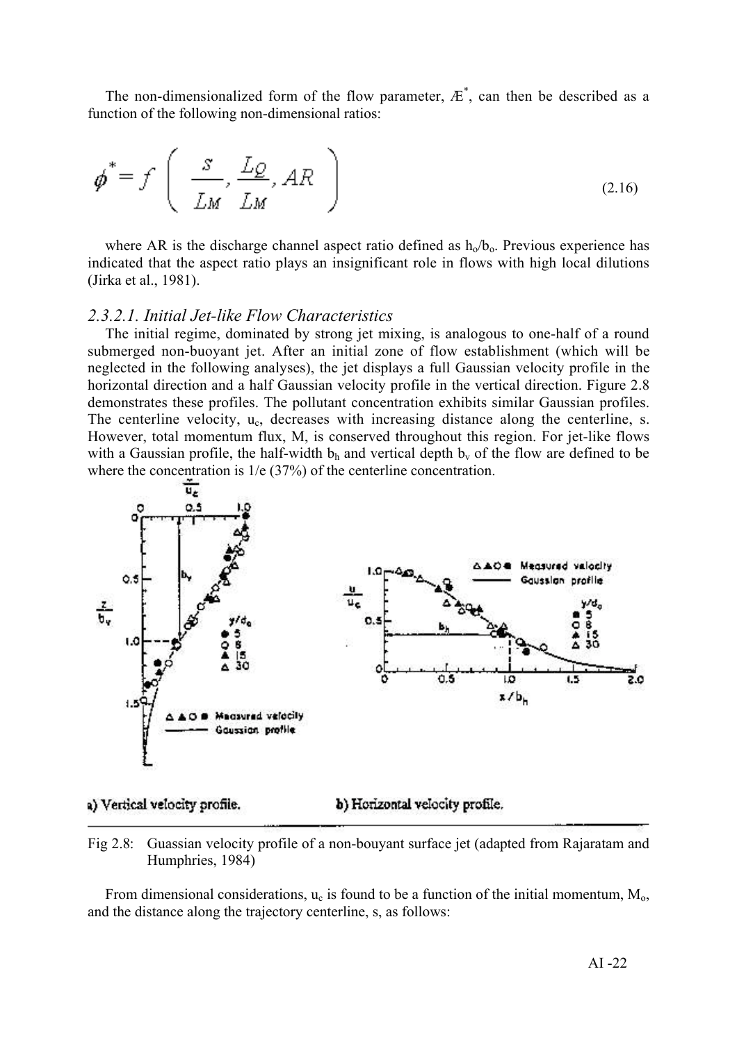The non-dimensionalized form of the flow parameter, $Æ^*$, can then be described as a function of the following non-dimensional ratios:

$$\phi^* = f\left(\frac{s}{L_M}, \frac{L_Q}{L_M}, AR\right) \tag{2.16}$$

where AR is the discharge channel aspect ratio defined as $h_o/b_o$. Previous experience has indicated that the aspect ratio plays an insignificant role in flows with high local dilutions (Jirka et al., 1981).

### *2.3.2.1. Initial Jet-like Flow Characteristics*

The initial regime, dominated by strong jet mixing, is analogous to one-half of a round submerged non-buoyant jet. After an initial zone of flow establishment (which will be neglected in the following analyses), the jet displays a full Gaussian velocity profile in the horizontal direction and a half Gaussian velocity profile in the vertical direction. Figure 2.8 demonstrates these profiles. The pollutant concentration exhibits similar Gaussian profiles. The centerline velocity, $u_c$, decreases with increasing distance along the centerline, s. However, total momentum flux, M, is conserved throughout this region. For jet-like flows with a Gaussian profile, the half-width $b_h$ and vertical depth $b_v$ of the flow are defined to be where the concentration is 1/e (37%) of the centerline concentration.

a) Vertical velocity profile. b) Horizontal velocity profile.

Fig 2.8: Guassian velocity profile of a non-bouyant surface jet (adapted from Rajaratam and Humphries, 1984)

From dimensional considerations, $u_c$ is found to be a function of the initial momentum, $M_o$, and the distance along the trajectory centerline, s, as follows: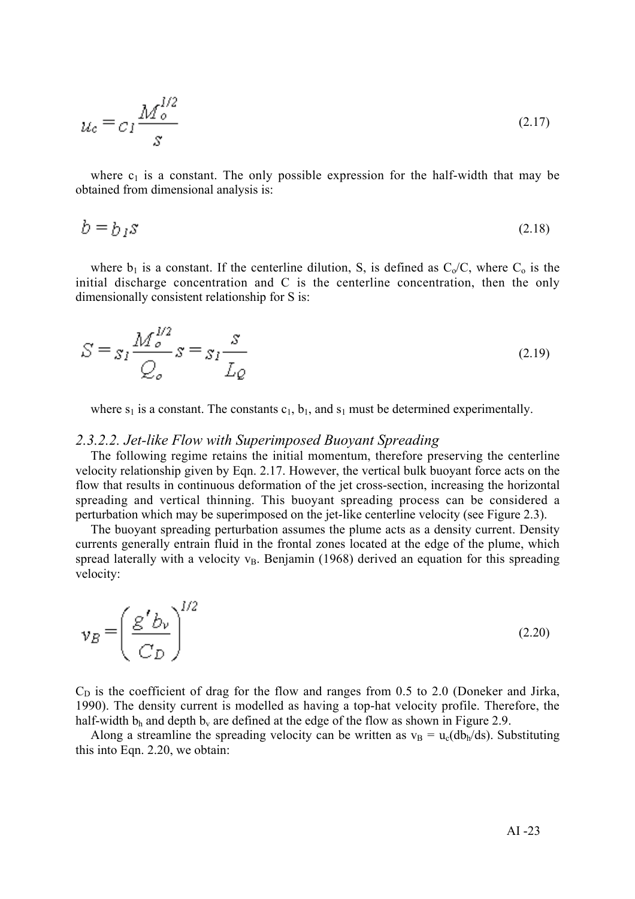$$u_c = c_1 \frac{M_o^{1/2}}{s} \tag{2.17}$$

where $c_1$ is a constant. The only possible expression for the half-width that may be obtained from dimensional analysis is:

$$b = b_1 s \tag{2.18}$$

where $b_1$ is a constant. If the centerline dilution, S, is defined as $C_o/C$, where $C_o$ is the initial discharge concentration and C is the centerline concentration, then the only dimensionally consistent relationship for S is:

$$S = s_1 \frac{M_o^{1/2}}{Q_o} s = s_1 \frac{s}{L_Q} \tag{2.19}$$

where $s_1$ is a constant. The constants $c_1$, $b_1$, and $s_1$ must be determined experimentally.

### *2.3.2.2. Jet-like Flow with Superimposed Buoyant Spreading*

The following regime retains the initial momentum, therefore preserving the centerline velocity relationship given by Eqn. 2.17. However, the vertical bulk buoyant force acts on the flow that results in continuous deformation of the jet cross-section, increasing the horizontal spreading and vertical thinning. This buoyant spreading process can be considered a perturbation which may be superimposed on the jet-like centerline velocity (see Figure 2.3).

The buoyant spreading perturbation assumes the plume acts as a density current. Density currents generally entrain fluid in the frontal zones located at the edge of the plume, which spread laterally with a velocity $v_B$. Benjamin (1968) derived an equation for this spreading velocity:

$$v_B = \left( \frac{g' b_v}{C_D} \right)^{1/2} \tag{2.20}$$

$C_D$ is the coefficient of drag for the flow and ranges from 0.5 to 2.0 (Doneker and Jirka, 1990). The density current is modelled as having a top-hat velocity profile. Therefore, the half-width $b_h$ and depth $b_v$ are defined at the edge of the flow as shown in Figure 2.9.

Along a streamline the spreading velocity can be written as $v_B = u_c(db_h/ds)$. Substituting this into Eqn. 2.20, we obtain: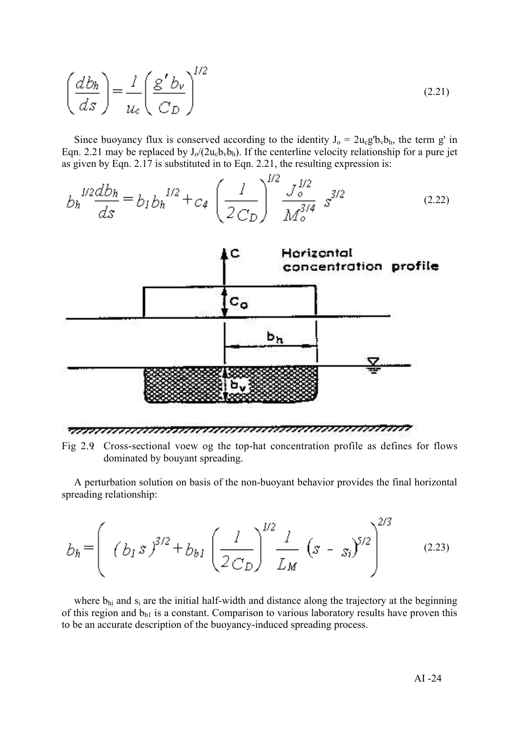$$\left(\frac{db_h}{ds}\right) = \frac{1}{u_c}\left(\frac{g' b_v}{C_D}\right)^{1/2} \tag{2.21}$$

Since buoyancy flux is conserved according to the identity $J_o = 2u_c g' b_v b_h$, the term g' in Eqn. 2.21 may be replaced by $J_o/(2u_c b_v b_h)$. If the centerline velocity relationship for a pure jet as given by Eqn. 2.17 is substituted in to Eqn. 2.21, the resulting expression is:

$$b_h^{1/2}\frac{db_h}{ds} = b_1 b_h^{1/2} + c_4 \left(\frac{1}{2C_D}\right)^{1/2} \frac{J_o^{1/2}}{M_o^{3/4}}\, s^{3/2} \tag{2.22}$$

Fig 2.9 Cross-sectional voew og the top-hat concentration profile as defines for flows dominated by bouyant spreading.

A perturbation solution on basis of the non-buoyant behavior provides the final horizontal spreading relationship:

$$b_h = \left( (b_1 s)^{3/2} + b_{b1} \left(\frac{1}{2C_D}\right)^{1/2} \frac{1}{L_M} \left(s - s_i\right)^{5/2} \right)^{2/3} \tag{2.23}$$

where $b_{hi}$ and $s_i$ are the initial half-width and distance along the trajectory at the beginning of this region and $b_{b1}$ is a constant. Comparison to various laboratory results have proven this to be an accurate description of the buoyancy-induced spreading process.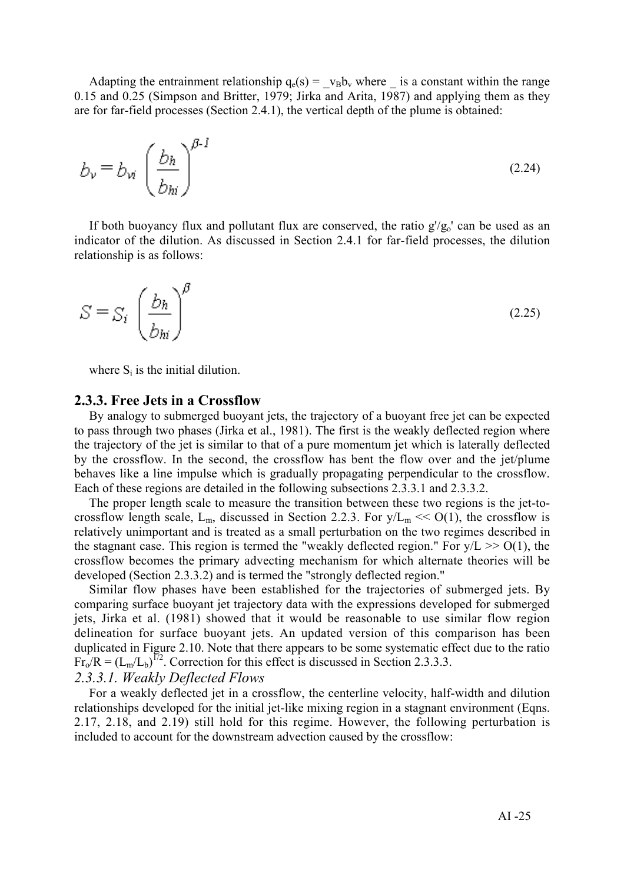Adapting the entrainment relationship $q_e(s) = \_v_B b_v$ where _ is a constant within the range 0.15 and 0.25 (Simpson and Britter, 1979; Jirka and Arita, 1987) and applying them as they are for far-field processes (Section 2.4.1), the vertical depth of the plume is obtained:

$$b_v = b_{vi} \left( \frac{b_h}{b_{hi}} \right)^{\beta - 1} \tag{2.24}$$

If both buoyancy flux and pollutant flux are conserved, the ratio $g'/g_o'$ can be used as an indicator of the dilution. As discussed in Section 2.4.1 for far-field processes, the dilution relationship is as follows:

$$S = S_i \left( \frac{b_h}{b_{hi}} \right)^{\beta} \tag{2.25}$$

where $S_i$ is the initial dilution.

### 2.3.3. Free Jets in a Crossflow

By analogy to submerged buoyant jets, the trajectory of a buoyant free jet can be expected to pass through two phases (Jirka et al., 1981). The first is the weakly deflected region where the trajectory of the jet is similar to that of a pure momentum jet which is laterally deflected by the crossflow. In the second, the crossflow has bent the flow over and the jet/plume behaves like a line impulse which is gradually propagating perpendicular to the crossflow. Each of these regions are detailed in the following subsections 2.3.3.1 and 2.3.3.2.

The proper length scale to measure the transition between these two regions is the jet-to-crossflow length scale, $L_m$, discussed in Section 2.2.3. For $y/L_m << O(1)$, the crossflow is relatively unimportant and is treated as a small perturbation on the two regimes described in the stagnant case. This region is termed the "weakly deflected region." For $y/L >> O(1)$, the crossflow becomes the primary advecting mechanism for which alternate theories will be developed (Section 2.3.3.2) and is termed the "strongly deflected region."

Similar flow phases have been established for the trajectories of submerged jets. By comparing surface buoyant jet trajectory data with the expressions developed for submerged jets, Jirka et al. (1981) showed that it would be reasonable to use similar flow region delineation for surface buoyant jets. An updated version of this comparison has been duplicated in Figure 2.10. Note that there appears to be some systematic effect due to the ratio $Fr_o/R = (L_m/L_b)^{1/2}$. Correction for this effect is discussed in Section 2.3.3.3.

#### *2.3.3.1. Weakly Deflected Flows*

For a weakly deflected jet in a crossflow, the centerline velocity, half-width and dilution relationships developed for the initial jet-like mixing region in a stagnant environment (Eqns. 2.17, 2.18, and 2.19) still hold for this regime. However, the following perturbation is included to account for the downstream advection caused by the crossflow: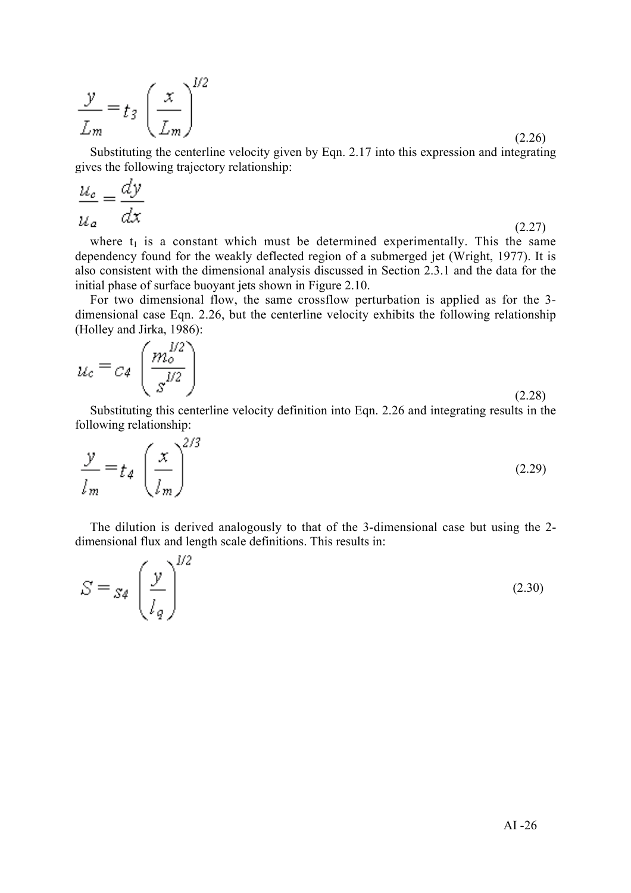$$\frac{y}{L_m} = t_3 \left(\frac{x}{L_m}\right)^{1/2} \tag{2.26}$$

Substituting the centerline velocity given by Eqn. 2.17 into this expression and integrating gives the following trajectory relationship:

$$\frac{u_c}{u_a} = \frac{dy}{dx} \tag{2.27}$$

where $t_1$ is a constant which must be determined experimentally. This the same dependency found for the weakly deflected region of a submerged jet (Wright, 1977). It is also consistent with the dimensional analysis discussed in Section 2.3.1 and the data for the initial phase of surface buoyant jets shown in Figure 2.10.

For two dimensional flow, the same crossflow perturbation is applied as for the 3-dimensional case Eqn. 2.26, but the centerline velocity exhibits the following relationship (Holley and Jirka, 1986):

$$u_c = c_4 \left(\frac{m_o^{1/2}}{s^{1/2}}\right) \tag{2.28}$$

Substituting this centerline velocity definition into Eqn. 2.26 and integrating results in the following relationship:

$$\frac{y}{l_m} = t_4 \left(\frac{x}{l_m}\right)^{2/3} \tag{2.29}$$

The dilution is derived analogously to that of the 3-dimensional case but using the 2-dimensional flux and length scale definitions. This results in:

$$S = s_4 \left(\frac{y}{l_q}\right)^{1/2} \tag{2.30}$$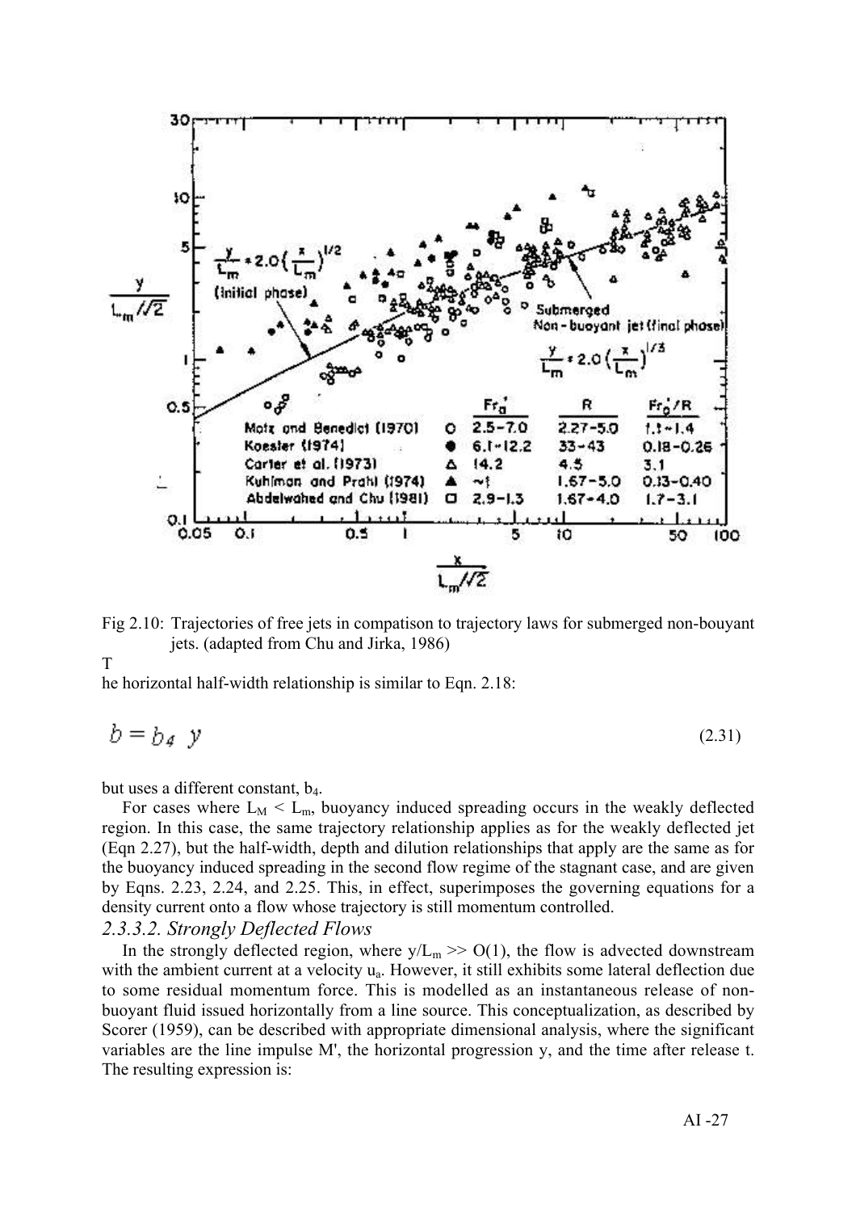Fig 2.10: Trajectories of free jets in compatison to trajectory laws for submerged non-bouyant jets. (adapted from Chu and Jirka, 1986)

The horizontal half-width relationship is similar to Eqn. 2.18:

$$b = b_4 \; y \tag{2.31}$$

but uses a different constant, $b_4$.

For cases where $L_M < L_m$, buoyancy induced spreading occurs in the weakly deflected region. In this case, the same trajectory relationship applies as for the weakly deflected jet (Eqn 2.27), but the half-width, depth and dilution relationships that apply are the same as for the buoyancy induced spreading in the second flow regime of the stagnant case, and are given by Eqns. 2.23, 2.24, and 2.25. This, in effect, superimposes the governing equations for a density current onto a flow whose trajectory is still momentum controlled.

### *2.3.3.2. Strongly Deflected Flows*

In the strongly deflected region, where $y/L_m >> O(1)$, the flow is advected downstream with the ambient current at a velocity $u_a$. However, it still exhibits some lateral deflection due to some residual momentum force. This is modelled as an instantaneous release of non-buoyant fluid issued horizontally from a line source. This conceptualization, as described by Scorer (1959), can be described with appropriate dimensional analysis, where the significant variables are the line impulse M', the horizontal progression y, and the time after release t. The resulting expression is: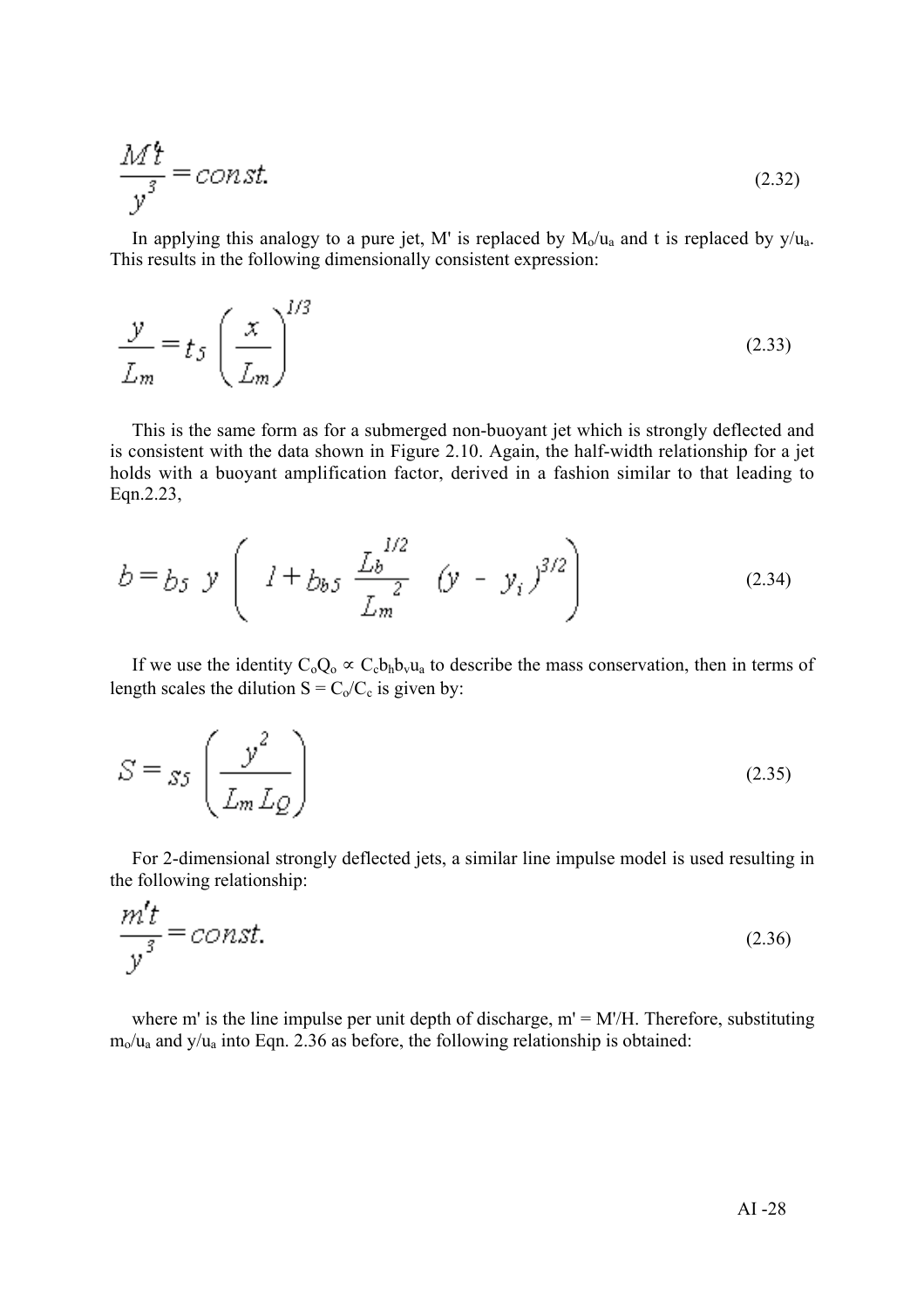$$\frac{M't}{y^3} = const. \tag{2.32}$$

In applying this analogy to a pure jet, M' is replaced by $M_o/u_a$ and t is replaced by $y/u_a$. This results in the following dimensionally consistent expression:

$$\frac{y}{L_m} = t_5 \left( \frac{x}{L_m} \right)^{1/3} \tag{2.33}$$

This is the same form as for a submerged non-buoyant jet which is strongly deflected and is consistent with the data shown in Figure 2.10. Again, the half-width relationship for a jet holds with a buoyant amplification factor, derived in a fashion similar to that leading to Eqn.2.23,

$$b = b_5 \; y \left( 1 + b_{b5} \frac{L_b^{1/2}}{L_m^{2}} \; (y - y_i)^{3/2} \right) \tag{2.34}$$

If we use the identity $C_oQ_o \propto C_cb_hb_vu_a$ to describe the mass conservation, then in terms of length scales the dilution $S = C_o/C_c$ is given by:

$$S = s_5 \left( \frac{y^2}{L_m L_Q} \right) \tag{2.35}$$

For 2-dimensional strongly deflected jets, a similar line impulse model is used resulting in the following relationship:

$$\frac{m't}{y^3} = const. \tag{2.36}$$

where m' is the line impulse per unit depth of discharge, m' = M'/H. Therefore, substituting $m_o/u_a$ and $y/u_a$ into Eqn. 2.36 as before, the following relationship is obtained: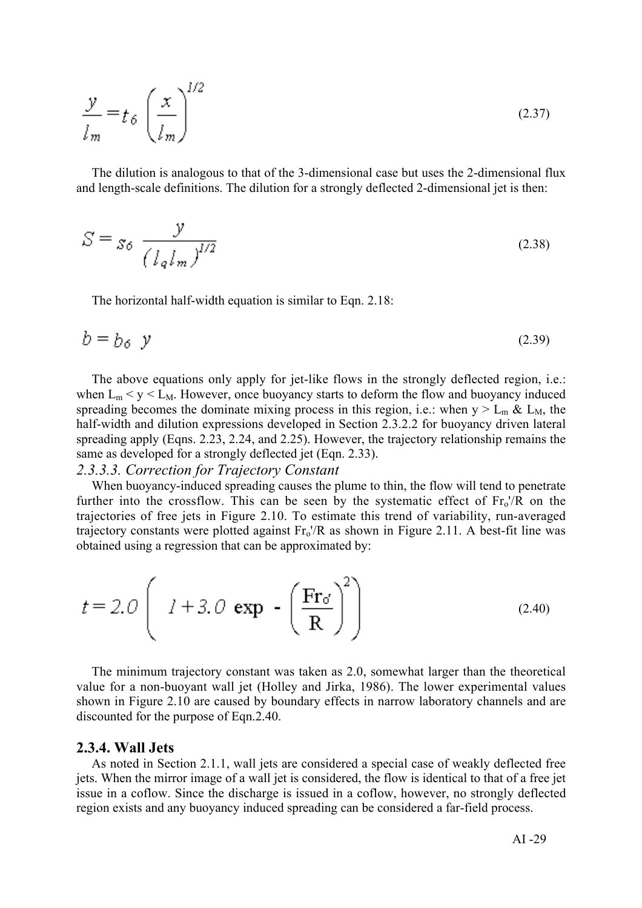$$\frac{y}{l_m} = t_6 \left(\frac{x}{l_m}\right)^{1/2} \tag{2.37}$$

The dilution is analogous to that of the 3-dimensional case but uses the 2-dimensional flux and length-scale definitions. The dilution for a strongly deflected 2-dimensional jet is then:

$$S = s_6 \ \frac{y}{(l_q l_m)^{1/2}} \tag{2.38}$$

The horizontal half-width equation is similar to Eqn. 2.18:

$$b = b_6 \ y \tag{2.39}$$

The above equations only apply for jet-like flows in the strongly deflected region, i.e.: when $L_m < y < L_M$. However, once buoyancy starts to deform the flow and buoyancy induced spreading becomes the dominate mixing process in this region, i.e.: when $y > L_m$ & $L_M$, the half-width and dilution expressions developed in Section 2.3.2.2 for buoyancy driven lateral spreading apply (Eqns. 2.23, 2.24, and 2.25). However, the trajectory relationship remains the same as developed for a strongly deflected jet (Eqn. 2.33).

#### *2.3.3.3. Correction for Trajectory Constant*

When buoyancy-induced spreading causes the plume to thin, the flow will tend to penetrate further into the crossflow. This can be seen by the systematic effect of $Fr_o'/R$ on the trajectories of free jets in Figure 2.10. To estimate this trend of variability, run-averaged trajectory constants were plotted against $Fr_o'/R$ as shown in Figure 2.11. A best-fit line was obtained using a regression that can be approximated by:

$$t = 2.0 \left( \ 1 + 3.0 \ \exp \ - \left(\frac{Fr_{o'}}{R}\right)^2 \right) \tag{2.40}$$

The minimum trajectory constant was taken as 2.0, somewhat larger than the theoretical value for a non-buoyant wall jet (Holley and Jirka, 1986). The lower experimental values shown in Figure 2.10 are caused by boundary effects in narrow laboratory channels and are discounted for the purpose of Eqn.2.40.

### 2.3.4. Wall Jets

As noted in Section 2.1.1, wall jets are considered a special case of weakly deflected free jets. When the mirror image of a wall jet is considered, the flow is identical to that of a free jet issue in a coflow. Since the discharge is issued in a coflow, however, no strongly deflected region exists and any buoyancy induced spreading can be considered a far-field process.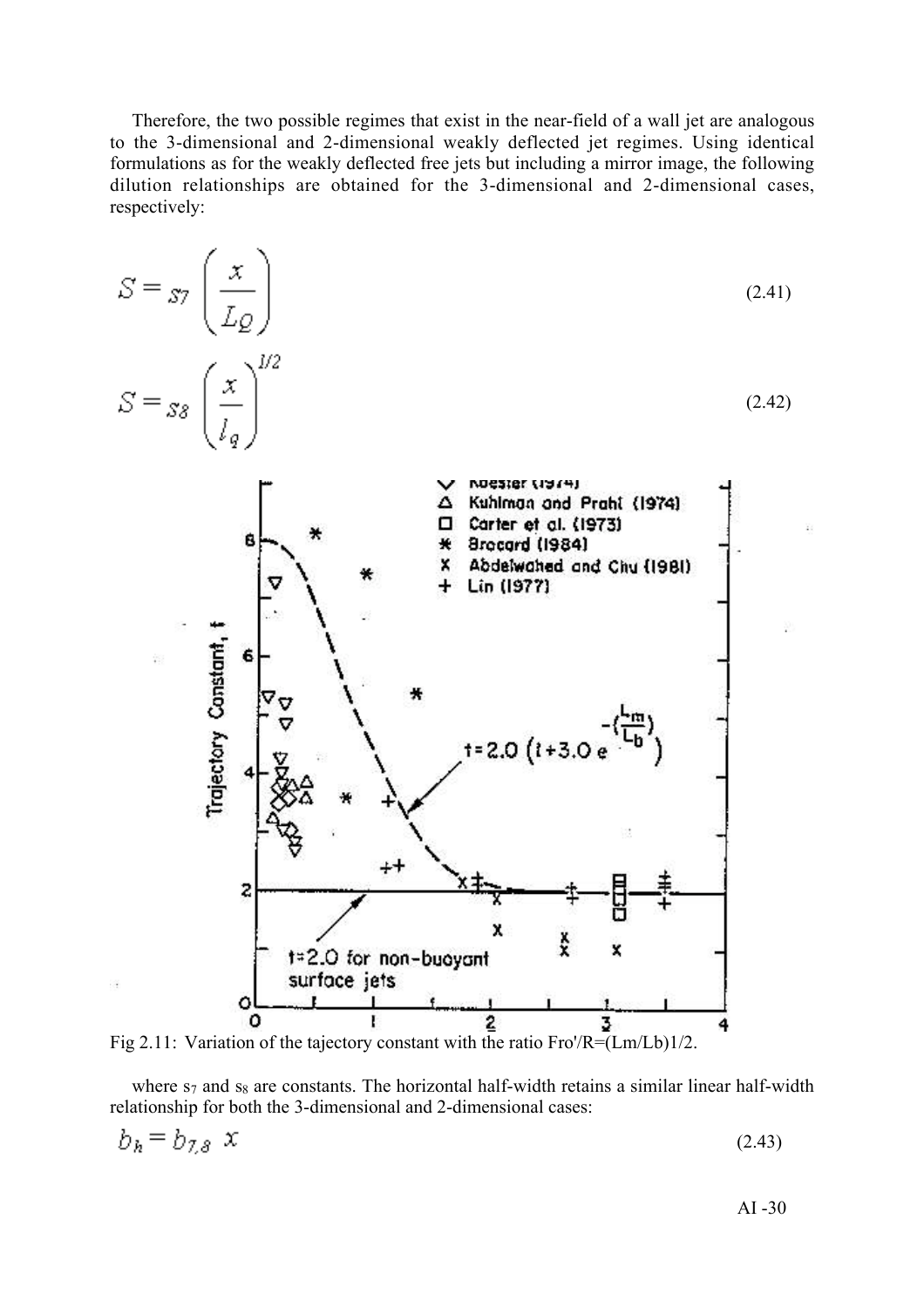Therefore, the two possible regimes that exist in the near-field of a wall jet are analogous to the 3-dimensional and 2-dimensional weakly deflected jet regimes. Using identical formulations as for the weakly deflected free jets but including a mirror image, the following dilution relationships are obtained for the 3-dimensional and 2-dimensional cases, respectively:

$$S = s_7 \left( \frac{x}{L_Q} \right) \tag{2.41}$$

$$S = s_8 \left( \frac{x}{l_q} \right)^{1/2} \tag{2.42}$$

Fig 2.11: Variation of the tajectory constant with the ratio Fro'/R=(Lm/Lb)1/2.

where $s_7$ and $s_8$ are constants. The horizontal half-width retains a similar linear half-width relationship for both the 3-dimensional and 2-dimensional cases:

$$b_h = b_{7,8}\ x \tag{2.43}$$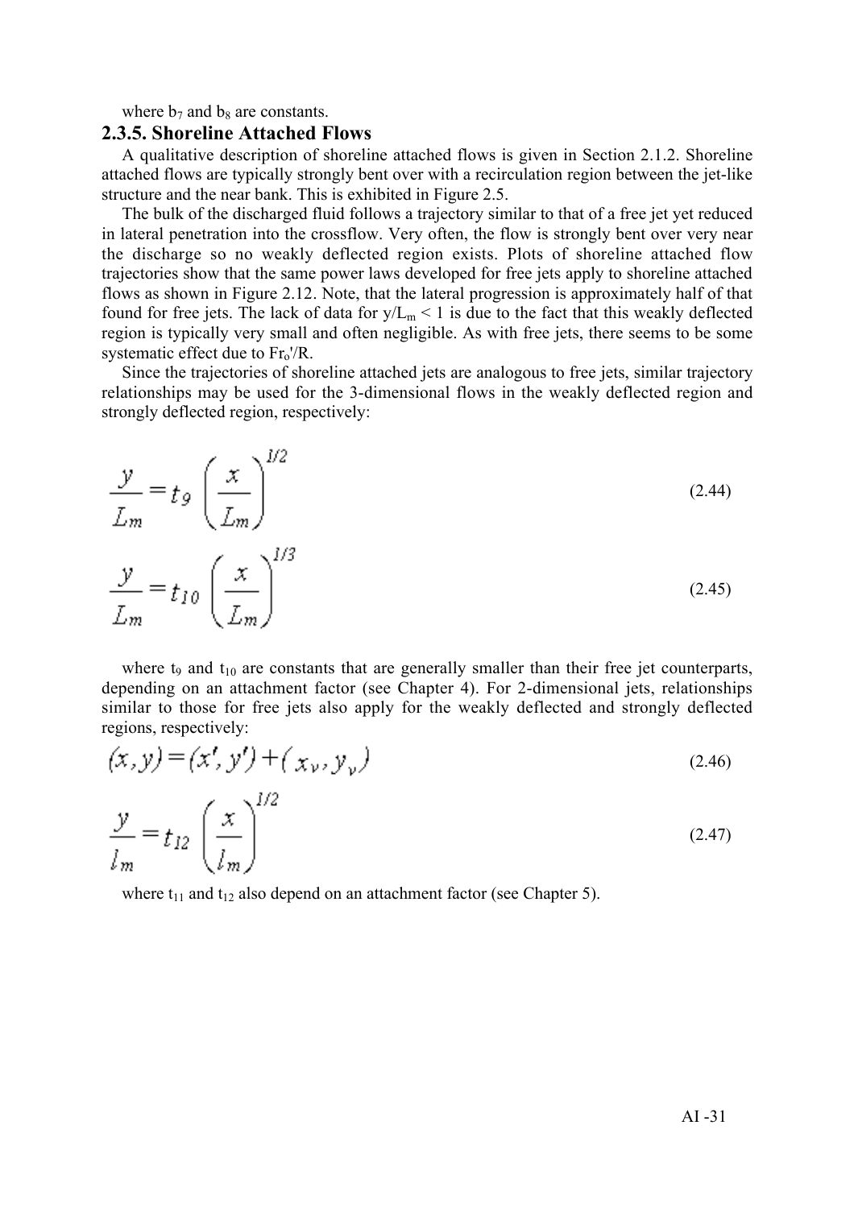where $b_7$ and $b_8$ are constants.

### 2.3.5. Shoreline Attached Flows

A qualitative description of shoreline attached flows is given in Section 2.1.2. Shoreline attached flows are typically strongly bent over with a recirculation region between the jet-like structure and the near bank. This is exhibited in Figure 2.5.

The bulk of the discharged fluid follows a trajectory similar to that of a free jet yet reduced in lateral penetration into the crossflow. Very often, the flow is strongly bent over very near the discharge so no weakly deflected region exists. Plots of shoreline attached flow trajectories show that the same power laws developed for free jets apply to shoreline attached flows as shown in Figure 2.12. Note, that the lateral progression is approximately half of that found for free jets. The lack of data for $y/L_m < 1$ is due to the fact that this weakly deflected region is typically very small and often negligible. As with free jets, there seems to be some systematic effect due to $Fr_o'/R$.

Since the trajectories of shoreline attached jets are analogous to free jets, similar trajectory relationships may be used for the 3-dimensional flows in the weakly deflected region and strongly deflected region, respectively:

$$\frac{y}{L_m} = t_9 \left( \frac{x}{L_m} \right)^{1/2} \tag{2.44}$$

$$\frac{y}{L_m} = t_{10} \left( \frac{x}{L_m} \right)^{1/3} \tag{2.45}$$

where $t_9$ and $t_{10}$ are constants that are generally smaller than their free jet counterparts, depending on an attachment factor (see Chapter 4). For 2-dimensional jets, relationships similar to those for free jets also apply for the weakly deflected and strongly deflected regions, respectively:

$$(x, y) = (x', y') + (x_v, y_v) \tag{2.46}$$

$$\frac{y}{l_m} = t_{12} \left( \frac{x}{l_m} \right)^{1/2} \tag{2.47}$$

where $t_{11}$ and $t_{12}$ also depend on an attachment factor (see Chapter 5).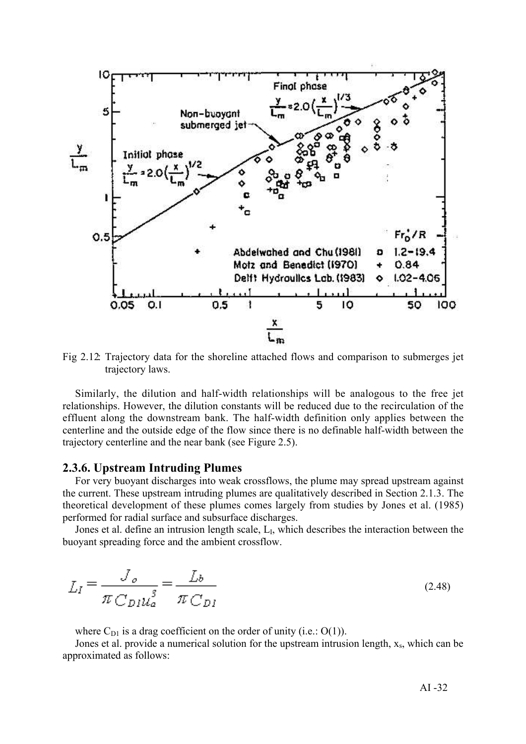Fig 2.12: Trajectory data for the shoreline attached flows and comparison to submerges jet trajectory laws.

Similarly, the dilution and half-width relationships will be analogous to the free jet relationships. However, the dilution constants will be reduced due to the recirculation of the effluent along the downstream bank. The half-width definition only applies between the centerline and the outside edge of the flow since there is no definable half-width between the trajectory centerline and the near bank (see Figure 2.5).

### 2.3.6. Upstream Intruding Plumes

For very buoyant discharges into weak crossflows, the plume may spread upstream against the current. These upstream intruding plumes are qualitatively described in Section 2.1.3. The theoretical development of these plumes comes largely from studies by Jones et al. (1985) performed for radial surface and subsurface discharges.

Jones et al. define an intrusion length scale, $L_I$, which describes the interaction between the buoyant spreading force and the ambient crossflow.

$$L_I = \frac{J_o}{\pi C_{DI} u_a^3} = \frac{L_b}{\pi C_{DI}} \tag{2.48}$$

where $C_{DI}$ is a drag coefficient on the order of unity (i.e.: O(1)).

Jones et al. provide a numerical solution for the upstream intrusion length, $x_s$, which can be approximated as follows: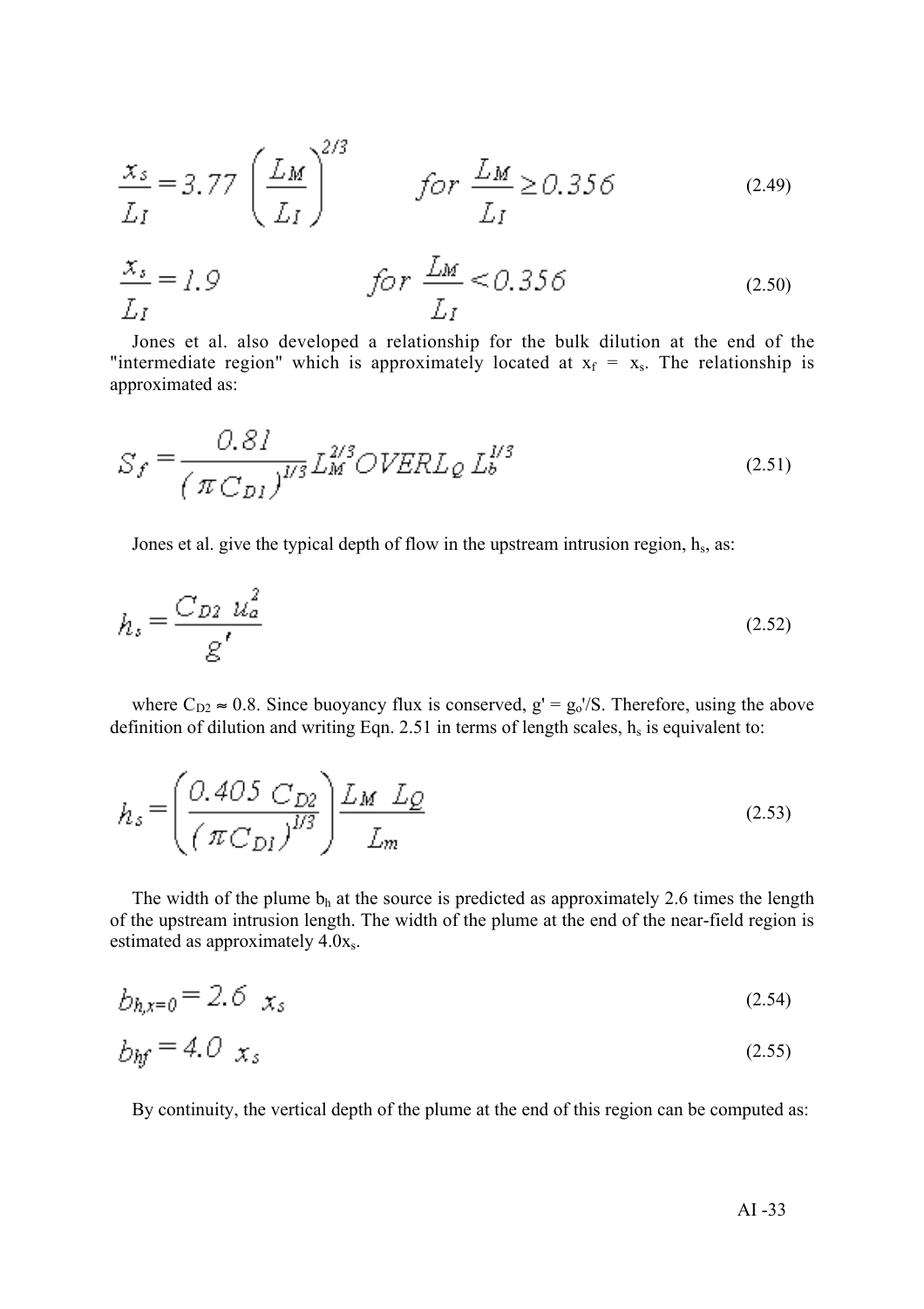$$\frac{x_s}{L_I} = 3.77 \left(\frac{L_M}{L_I}\right)^{2/3} \qquad for \ \frac{L_M}{L_I} \geq 0.356 \tag{2.49}$$

$$\frac{x_s}{L_I} = 1.9 \qquad for \ \frac{L_M}{L_I} < 0.356 \tag{2.50}$$

Jones et al. also developed a relationship for the bulk dilution at the end of the "intermediate region" which is approximately located at $x_f = x_s$. The relationship is approximated as:

$$S_f = \frac{0.81}{(\pi C_{D1})^{1/3}} L_M^{2/3} OVER L_Q \, L_b^{1/3} \tag{2.51}$$

Jones et al. give the typical depth of flow in the upstream intrusion region, $h_s$, as:

$$h_s = \frac{C_{D2} \ u_a^2}{g'} \tag{2.52}$$

where $C_{D2} \approx 0.8$. Since buoyancy flux is conserved, $g' = g_o'/S$. Therefore, using the above definition of dilution and writing Eqn. 2.51 in terms of length scales, $h_s$ is equivalent to:

$$h_s = \left(\frac{0.405 \ C_{D2}}{(\pi C_{D1})^{1/3}}\right) \frac{L_M \ L_Q}{L_m} \tag{2.53}$$

The width of the plume $b_h$ at the source is predicted as approximately 2.6 times the length of the upstream intrusion length. The width of the plume at the end of the near-field region is estimated as approximately $4.0x_s$.

$$b_{h,x=0} = 2.6 \ x_s \tag{2.54}$$

$$b_{hf} = 4.0 \ x_s \tag{2.55}$$

By continuity, the vertical depth of the plume at the end of this region can be computed as: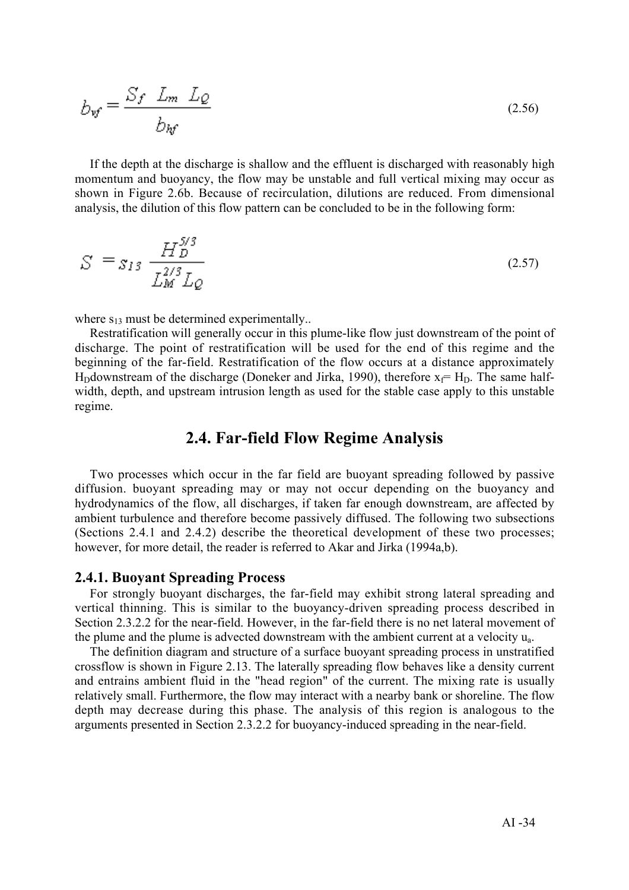$$b_{vf} = \frac{S_f \ L_m \ L_Q}{b_{hf}} \tag{2.56}$$

If the depth at the discharge is shallow and the effluent is discharged with reasonably high momentum and buoyancy, the flow may be unstable and full vertical mixing may occur as shown in Figure 2.6b. Because of recirculation, dilutions are reduced. From dimensional analysis, the dilution of this flow pattern can be concluded to be in the following form:

$$S = s_{13} \ \frac{H_D^{5/3}}{L_M^{2/3} L_Q} \tag{2.57}$$

where $s_{13}$ must be determined experimentally..

Restratification will generally occur in this plume-like flow just downstream of the point of discharge. The point of restratification will be used for the end of this regime and the beginning of the far-field. Restratification of the flow occurs at a distance approximately $H_D$downstream of the discharge (Doneker and Jirka, 1990), therefore $x_f = H_D$. The same half-width, depth, and upstream intrusion length as used for the stable case apply to this unstable regime.

## 2.4. Far-field Flow Regime Analysis

Two processes which occur in the far field are buoyant spreading followed by passive diffusion. buoyant spreading may or may not occur depending on the buoyancy and hydrodynamics of the flow, all discharges, if taken far enough downstream, are affected by ambient turbulence and therefore become passively diffused. The following two subsections (Sections 2.4.1 and 2.4.2) describe the theoretical development of these two processes; however, for more detail, the reader is referred to Akar and Jirka (1994a,b).

### 2.4.1. Buoyant Spreading Process

For strongly buoyant discharges, the far-field may exhibit strong lateral spreading and vertical thinning. This is similar to the buoyancy-driven spreading process described in Section 2.3.2.2 for the near-field. However, in the far-field there is no net lateral movement of the plume and the plume is advected downstream with the ambient current at a velocity $u_a$.

The definition diagram and structure of a surface buoyant spreading process in unstratified crossflow is shown in Figure 2.13. The laterally spreading flow behaves like a density current and entrains ambient fluid in the "head region" of the current. The mixing rate is usually relatively small. Furthermore, the flow may interact with a nearby bank or shoreline. The flow depth may decrease during this phase. The analysis of this region is analogous to the arguments presented in Section 2.3.2.2 for buoyancy-induced spreading in the near-field.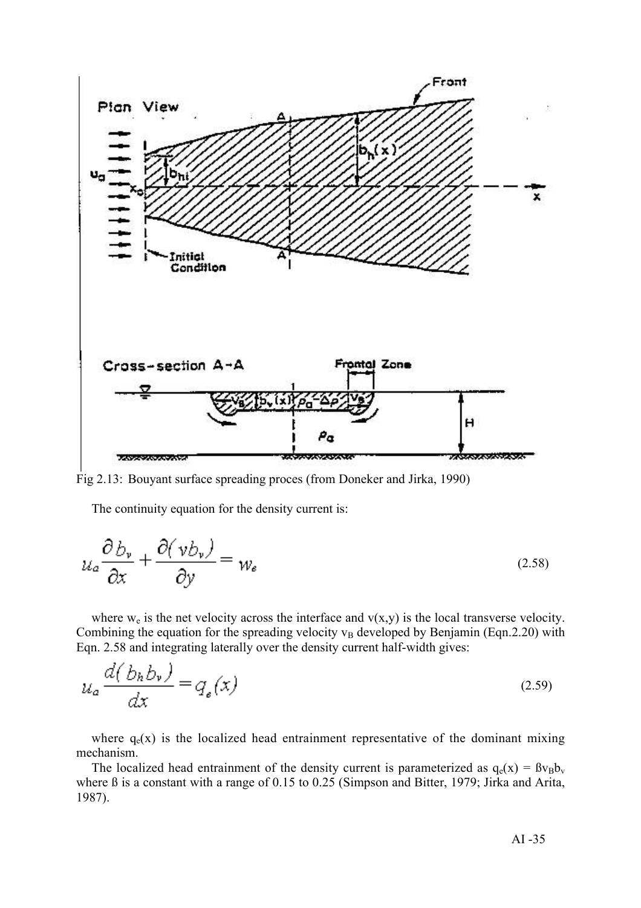Fig 2.13: Bouyant surface spreading proces (from Doneker and Jirka, 1990)

The continuity equation for the density current is:

$$u_a \frac{\partial b_v}{\partial x} + \frac{\partial (v b_v)}{\partial y} = w_e \tag{2.58}$$

where $w_e$ is the net velocity across the interface and $v(x,y)$ is the local transverse velocity. Combining the equation for the spreading velocity $v_B$ developed by Benjamin (Eqn.2.20) with Eqn. 2.58 and integrating laterally over the density current half-width gives:

$$u_a \frac{d(b_h b_v)}{dx} = q_e(x) \tag{2.59}$$

where $q_e(x)$ is the localized head entrainment representative of the dominant mixing mechanism.

The localized head entrainment of the density current is parameterized as $q_e(x) = \beta v_B b_v$ where ß is a constant with a range of 0.15 to 0.25 (Simpson and Bitter, 1979; Jirka and Arita, 1987).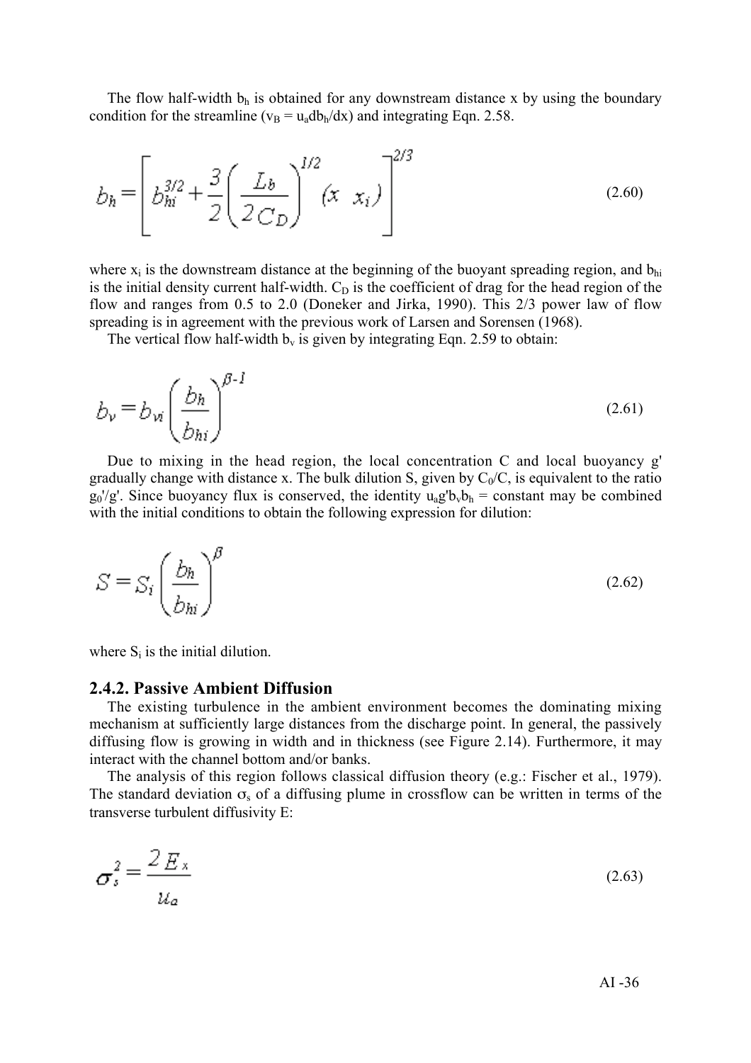The flow half-width $b_h$ is obtained for any downstream distance x by using the boundary condition for the streamline ($v_B = u_a db_h/dx$) and integrating Eqn. 2.58.

$$b_h = \left[ b_{hi}^{3/2} + \frac{3}{2}\left(\frac{L_b}{2C_D}\right)^{1/2} (x \;\; x_i) \right]^{2/3} \tag{2.60}$$

where $x_i$ is the downstream distance at the beginning of the buoyant spreading region, and $b_{hi}$ is the initial density current half-width. $C_D$ is the coefficient of drag for the head region of the flow and ranges from 0.5 to 2.0 (Doneker and Jirka, 1990). This 2/3 power law of flow spreading is in agreement with the previous work of Larsen and Sorensen (1968).

The vertical flow half-width $b_v$ is given by integrating Eqn. 2.59 to obtain:

$$b_v = b_{vi}\left(\frac{b_h}{b_{hi}}\right)^{\beta-1} \tag{2.61}$$

Due to mixing in the head region, the local concentration C and local buoyancy g' gradually change with distance x. The bulk dilution S, given by $C_0/C$, is equivalent to the ratio $g_0'/g'$. Since buoyancy flux is conserved, the identity $u_a g' b_v b_h$ = constant may be combined with the initial conditions to obtain the following expression for dilution:

$$S = S_i\left(\frac{b_h}{b_{hi}}\right)^{\beta} \tag{2.62}$$

where $S_i$ is the initial dilution.

### 2.4.2. Passive Ambient Diffusion

The existing turbulence in the ambient environment becomes the dominating mixing mechanism at sufficiently large distances from the discharge point. In general, the passively diffusing flow is growing in width and in thickness (see Figure 2.14). Furthermore, it may interact with the channel bottom and/or banks.

The analysis of this region follows classical diffusion theory (e.g.: Fischer et al., 1979). The standard deviation $\sigma_s$ of a diffusing plume in crossflow can be written in terms of the transverse turbulent diffusivity E:

$$\sigma_s^2 = \frac{2E_x}{u_a} \tag{2.63}$$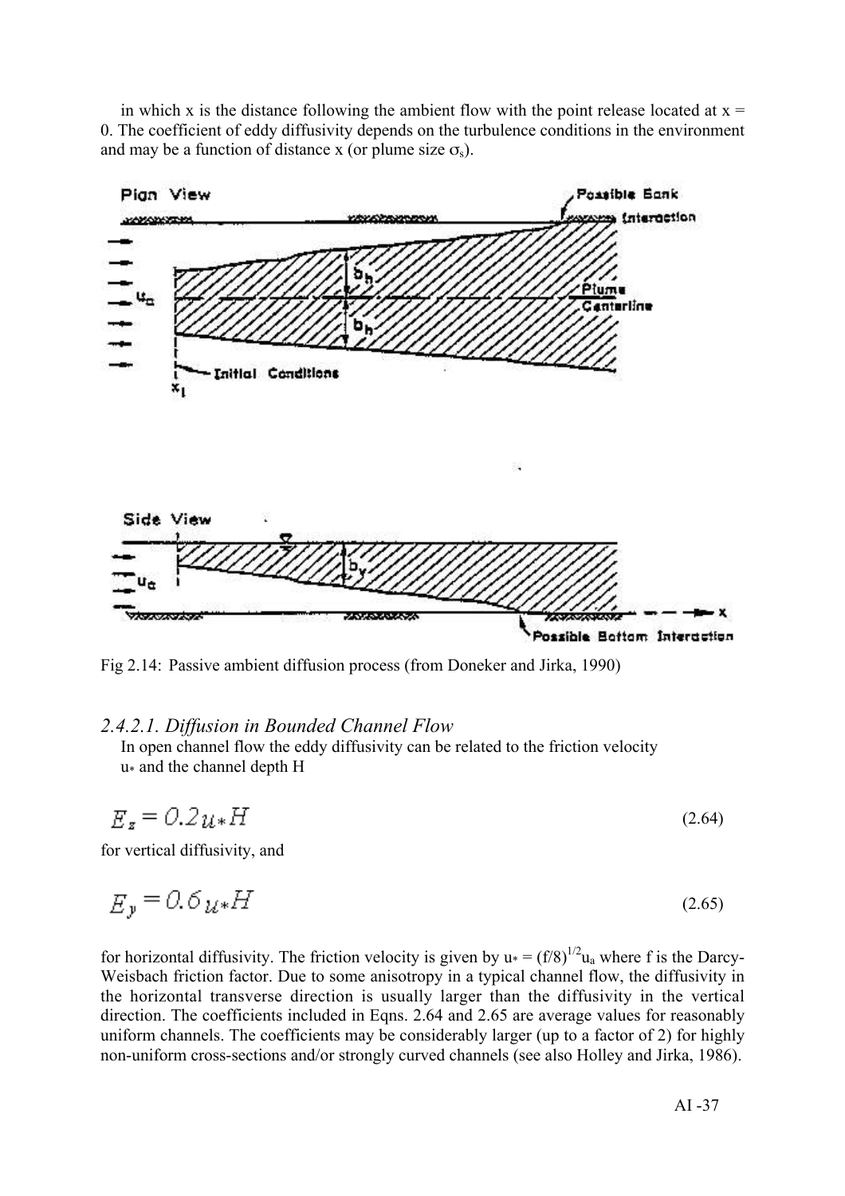in which x is the distance following the ambient flow with the point release located at x = 0. The coefficient of eddy diffusivity depends on the turbulence conditions in the environment and may be a function of distance x (or plume size $\sigma_s$).

Fig 2.14: Passive ambient diffusion process (from Doneker and Jirka, 1990)

### *2.4.2.1. Diffusion in Bounded Channel Flow*

In open channel flow the eddy diffusivity can be related to the friction velocity $u_*$ and the channel depth H

$$E_z = 0.2 u_* H \tag{2.64}$$

for vertical diffusivity, and

$$E_y = 0.6 u_* H \tag{2.65}$$

for horizontal diffusivity. The friction velocity is given by $u_* = (f/8)^{1/2} u_a$ where f is the Darcy-Weisbach friction factor. Due to some anisotropy in a typical channel flow, the diffusivity in the horizontal transverse direction is usually larger than the diffusivity in the vertical direction. The coefficients included in Eqns. 2.64 and 2.65 are average values for reasonably uniform channels. The coefficients may be considerably larger (up to a factor of 2) for highly non-uniform cross-sections and/or strongly curved channels (see also Holley and Jirka, 1986).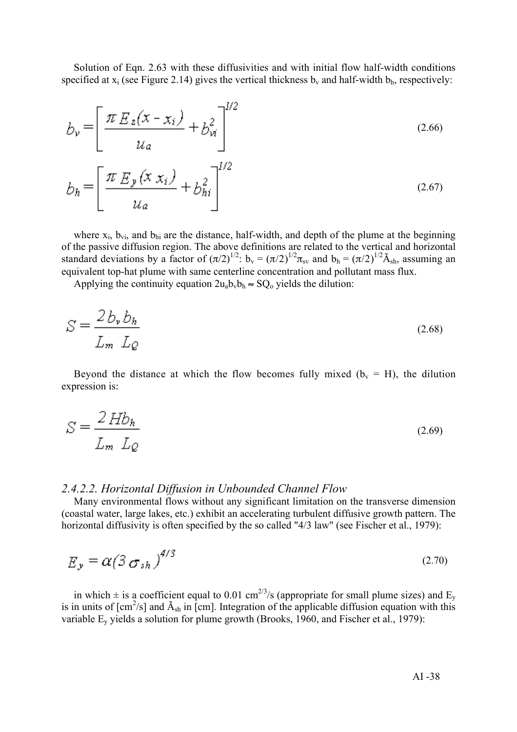Solution of Eqn. 2.63 with these diffusivities and with initial flow half-width conditions specified at $x_i$ (see Figure 2.14) gives the vertical thickness $b_v$ and half-width $b_h$, respectively:

$$b_v = \left[ \frac{\pi E_z (x - x_i)}{u_a} + b_{vi}^2 \right]^{1/2} \tag{2.66}$$

$$b_h = \left[ \frac{\pi E_y (x \, x_i)}{u_a} + b_{hi}^2 \right]^{1/2} \tag{2.67}$$

where $x_i$, $b_{vi}$, and $b_{hi}$ are the distance, half-width, and depth of the plume at the beginning of the passive diffusion region. The above definitions are related to the vertical and horizontal standard deviations by a factor of $(\pi/2)^{1/2}$: $b_v = (\pi/2)^{1/2}\pi_{sv}$ and $b_h = (\pi/2)^{1/2}\tilde{A}_{sh}$, assuming an equivalent top-hat plume with same centerline concentration and pollutant mass flux.

Applying the continuity equation $2u_a b_v b_h \approx SQ_o$ yields the dilution:

$$S = \frac{2 b_v b_h}{L_m \; L_Q} \tag{2.68}$$

Beyond the distance at which the flow becomes fully mixed ($b_v$ = H), the dilution expression is:

$$S = \frac{2 H b_h}{L_m \; L_Q} \tag{2.69}$$

### *2.4.2.2. Horizontal Diffusion in Unbounded Channel Flow*

Many environmental flows without any significant limitation on the transverse dimension (coastal water, large lakes, etc.) exhibit an accelerating turbulent diffusive growth pattern. The horizontal diffusivity is often specified by the so called "4/3 law" (see Fischer et al., 1979):

$$E_y = \alpha (3\,\sigma_{sh})^{4/3} \tag{2.70}$$

in which ± is a coefficient equal to 0.01 $cm^{2/3}/s$ (appropriate for small plume sizes) and $E_y$ is in units of $[cm^2/s]$ and $\tilde{A}_{sh}$ in [cm]. Integration of the applicable diffusion equation with this variable $E_y$ yields a solution for plume growth (Brooks, 1960, and Fischer et al., 1979):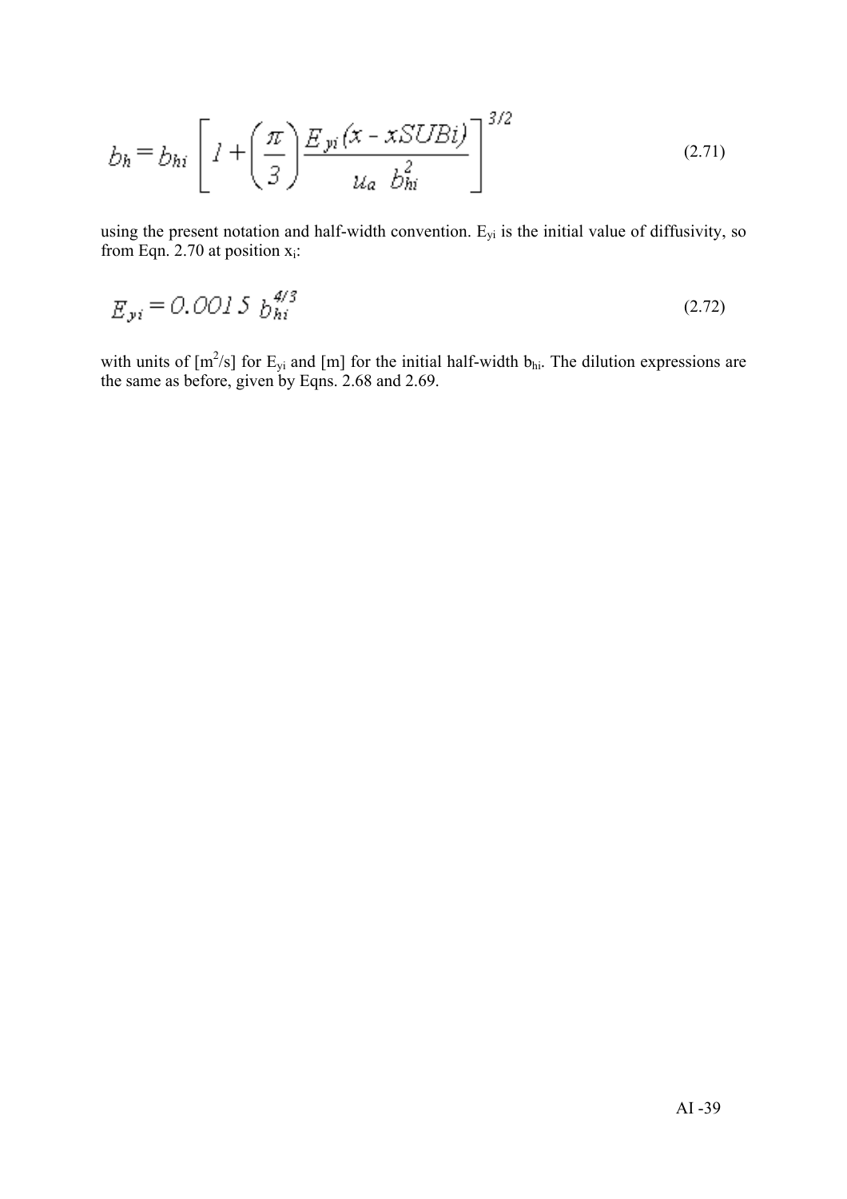$$b_h = b_{hi} \left[ 1 + \left( \frac{\pi}{3} \right) \frac{E_{yi} (x - xSUBi)}{u_a \; b_{hi}^2} \right]^{3/2} \tag{2.71}$$

using the present notation and half-width convention. $E_{yi}$ is the initial value of diffusivity, so from Eqn. 2.70 at position $x_i$:

$$E_{yi} = 0.0015 \; b_{hi}^{4/3} \tag{2.72}$$

with units of [$m^2/s$] for $E_{yi}$ and [m] for the initial half-width $b_{hi}$. The dilution expressions are the same as before, given by Eqns. 2.68 and 2.69.